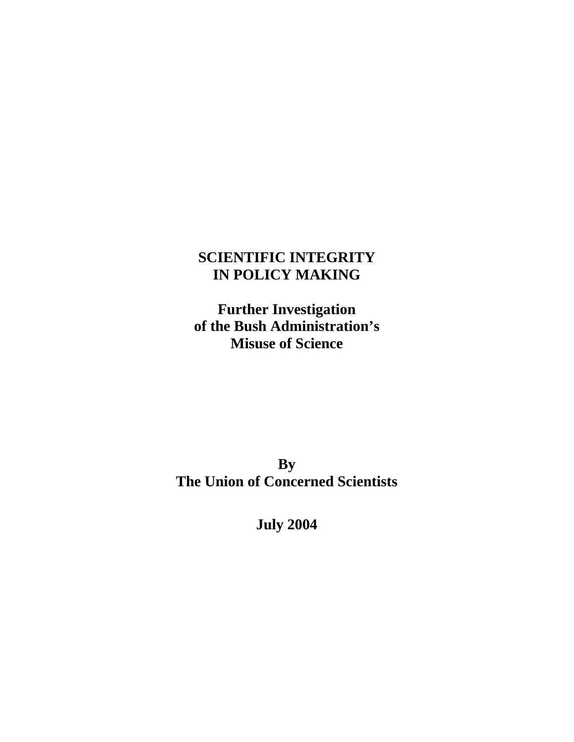# SCIENTIFIC INTEGRITY IN POLICY MAKING

## Further Investigation of the Bush Administration's Misuse of Science

**By**
**The Union of Concerned Scientists**

**July 2004**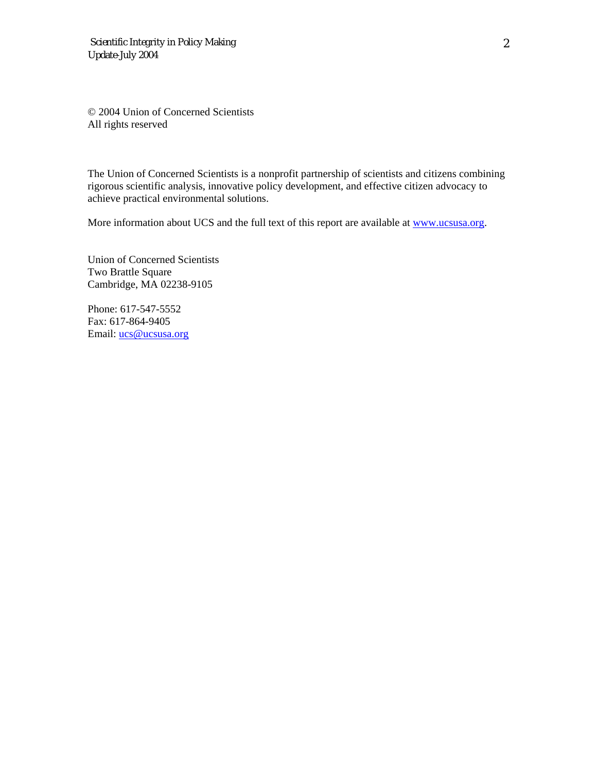© 2004 Union of Concerned Scientists
All rights reserved

The Union of Concerned Scientists is a nonprofit partnership of scientists and citizens combining rigorous scientific analysis, innovative policy development, and effective citizen advocacy to achieve practical environmental solutions.

More information about UCS and the full text of this report are available at www.ucsusa.org.

Union of Concerned Scientists
Two Brattle Square
Cambridge, MA 02238-9105

Phone: 617-547-5552
Fax: 617-864-9405
Email: ucs@ucsusa.org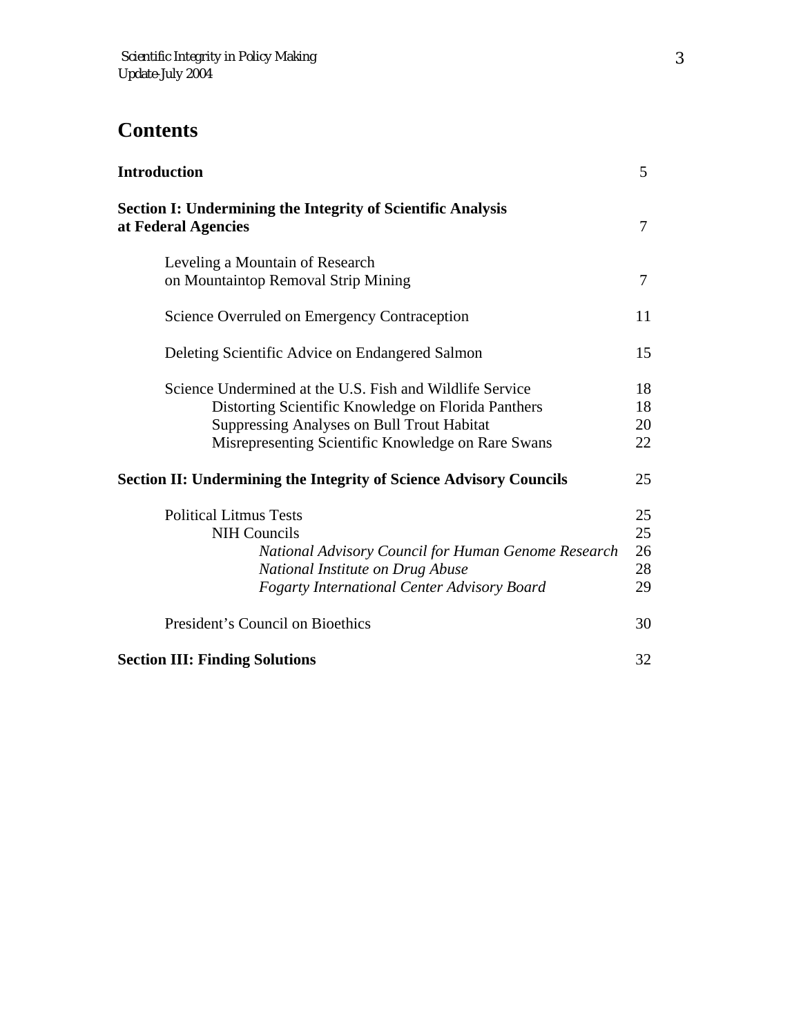# Contents

| | |
|---|---|
| **Introduction** | 5 |
| **Section I: Undermining the Integrity of Scientific Analysis at Federal Agencies** | 7 |
| Leveling a Mountain of Research on Mountaintop Removal Strip Mining | 7 |
| Science Overruled on Emergency Contraception | 11 |
| Deleting Scientific Advice on Endangered Salmon | 15 |
| Science Undermined at the U.S. Fish and Wildlife Service | 18 |
| Distorting Scientific Knowledge on Florida Panthers | 18 |
| Suppressing Analyses on Bull Trout Habitat | 20 |
| Misrepresenting Scientific Knowledge on Rare Swans | 22 |
| **Section II: Undermining the Integrity of Science Advisory Councils** | 25 |
| Political Litmus Tests | 25 |
| NIH Councils | 25 |
| *National Advisory Council for Human Genome Research* | 26 |
| *National Institute on Drug Abuse* | 28 |
| *Fogarty International Center Advisory Board* | 29 |
| President's Council on Bioethics | 30 |
| **Section III: Finding Solutions** | 32 |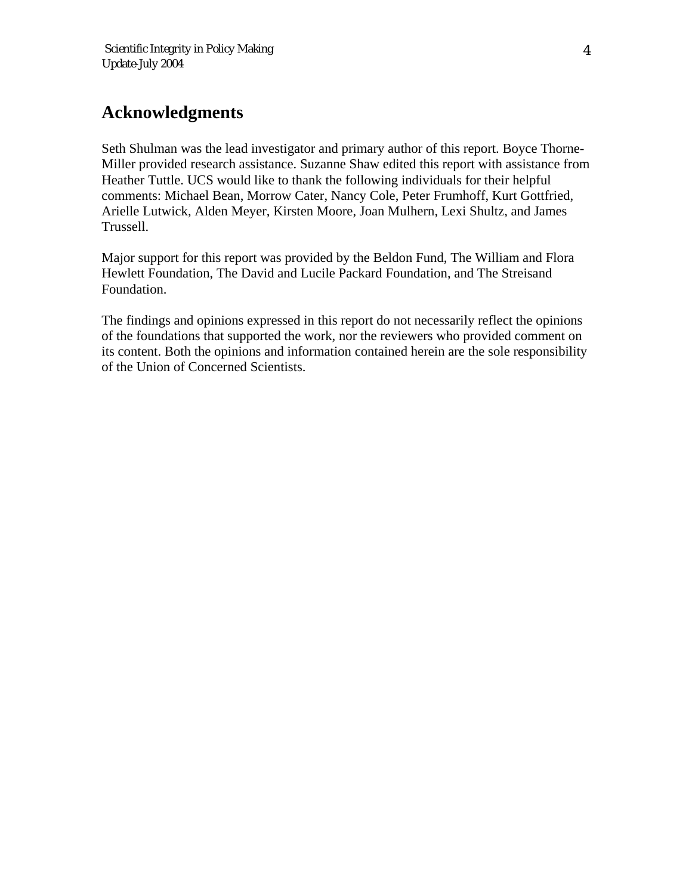## Acknowledgments

Seth Shulman was the lead investigator and primary author of this report. Boyce Thorne-Miller provided research assistance. Suzanne Shaw edited this report with assistance from Heather Tuttle. UCS would like to thank the following individuals for their helpful comments: Michael Bean, Morrow Cater, Nancy Cole, Peter Frumhoff, Kurt Gottfried, Arielle Lutwick, Alden Meyer, Kirsten Moore, Joan Mulhern, Lexi Shultz, and James Trussell.

Major support for this report was provided by the Beldon Fund, The William and Flora Hewlett Foundation, The David and Lucile Packard Foundation, and The Streisand Foundation.

The findings and opinions expressed in this report do not necessarily reflect the opinions of the foundations that supported the work, nor the reviewers who provided comment on its content. Both the opinions and information contained herein are the sole responsibility of the Union of Concerned Scientists.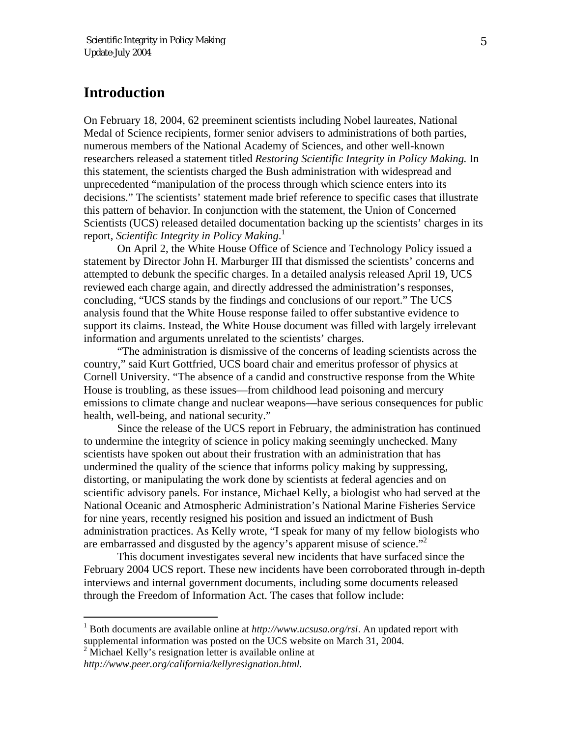## Introduction

On February 18, 2004, 62 preeminent scientists including Nobel laureates, National Medal of Science recipients, former senior advisers to administrations of both parties, numerous members of the National Academy of Sciences, and other well-known researchers released a statement titled *Restoring Scientific Integrity in Policy Making.* In this statement, the scientists charged the Bush administration with widespread and unprecedented "manipulation of the process through which science enters into its decisions." The scientists' statement made brief reference to specific cases that illustrate this pattern of behavior. In conjunction with the statement, the Union of Concerned Scientists (UCS) released detailed documentation backing up the scientists' charges in its report, *Scientific Integrity in Policy Making*.[1]

On April 2, the White House Office of Science and Technology Policy issued a statement by Director John H. Marburger III that dismissed the scientists' concerns and attempted to debunk the specific charges. In a detailed analysis released April 19, UCS reviewed each charge again, and directly addressed the administration's responses, concluding, "UCS stands by the findings and conclusions of our report." The UCS analysis found that the White House response failed to offer substantive evidence to support its claims. Instead, the White House document was filled with largely irrelevant information and arguments unrelated to the scientists' charges.

"The administration is dismissive of the concerns of leading scientists across the country," said Kurt Gottfried, UCS board chair and emeritus professor of physics at Cornell University. "The absence of a candid and constructive response from the White House is troubling, as these issues—from childhood lead poisoning and mercury emissions to climate change and nuclear weapons—have serious consequences for public health, well-being, and national security."

Since the release of the UCS report in February, the administration has continued to undermine the integrity of science in policy making seemingly unchecked. Many scientists have spoken out about their frustration with an administration that has undermined the quality of the science that informs policy making by suppressing, distorting, or manipulating the work done by scientists at federal agencies and on scientific advisory panels. For instance, Michael Kelly, a biologist who had served at the National Oceanic and Atmospheric Administration's National Marine Fisheries Service for nine years, recently resigned his position and issued an indictment of Bush administration practices. As Kelly wrote, "I speak for many of my fellow biologists who are embarrassed and disgusted by the agency's apparent misuse of science."[2]

This document investigates several new incidents that have surfaced since the February 2004 UCS report. These new incidents have been corroborated through in-depth interviews and internal government documents, including some documents released through the Freedom of Information Act. The cases that follow include:

---

[1] Both documents are available online at *http://www.ucsusa.org/rsi*. An updated report with supplemental information was posted on the UCS website on March 31, 2004.

[2] Michael Kelly's resignation letter is available online at *http://www.peer.org/california/kellyresignation.html*.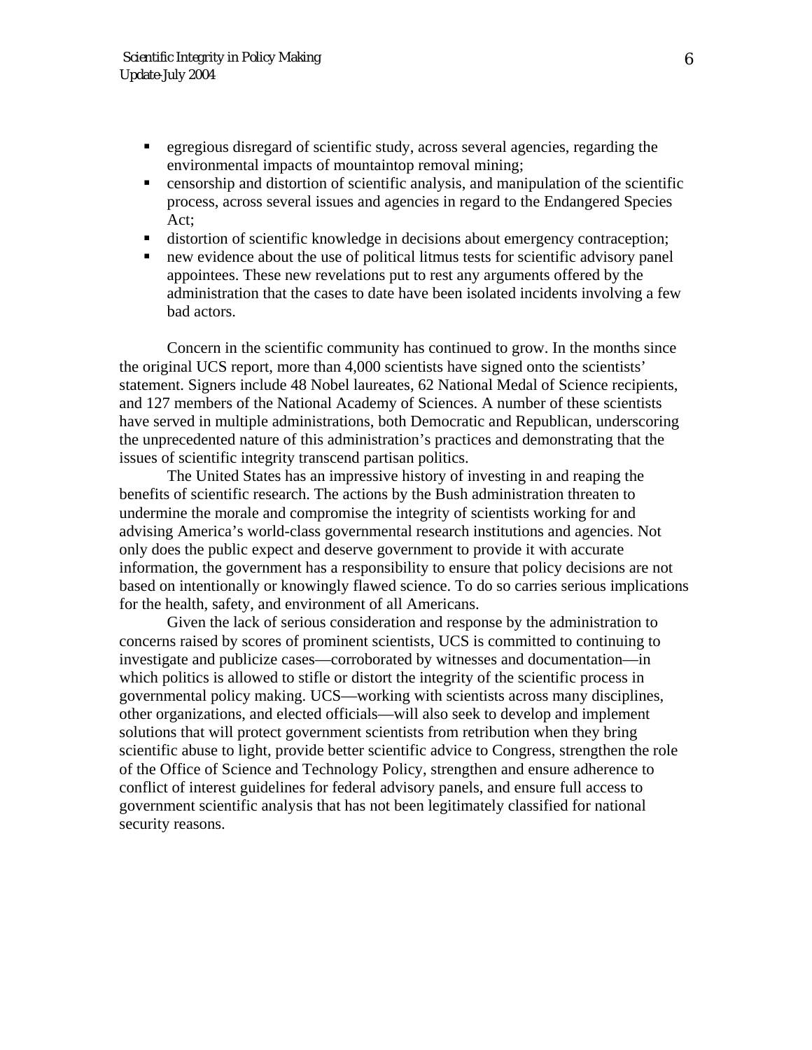- egregious disregard of scientific study, across several agencies, regarding the environmental impacts of mountaintop removal mining;
- censorship and distortion of scientific analysis, and manipulation of the scientific process, across several issues and agencies in regard to the Endangered Species Act;
- distortion of scientific knowledge in decisions about emergency contraception;
- new evidence about the use of political litmus tests for scientific advisory panel appointees. These new revelations put to rest any arguments offered by the administration that the cases to date have been isolated incidents involving a few bad actors.

Concern in the scientific community has continued to grow. In the months since the original UCS report, more than 4,000 scientists have signed onto the scientists' statement. Signers include 48 Nobel laureates, 62 National Medal of Science recipients, and 127 members of the National Academy of Sciences. A number of these scientists have served in multiple administrations, both Democratic and Republican, underscoring the unprecedented nature of this administration's practices and demonstrating that the issues of scientific integrity transcend partisan politics.

The United States has an impressive history of investing in and reaping the benefits of scientific research. The actions by the Bush administration threaten to undermine the morale and compromise the integrity of scientists working for and advising America's world-class governmental research institutions and agencies. Not only does the public expect and deserve government to provide it with accurate information, the government has a responsibility to ensure that policy decisions are not based on intentionally or knowingly flawed science. To do so carries serious implications for the health, safety, and environment of all Americans.

Given the lack of serious consideration and response by the administration to concerns raised by scores of prominent scientists, UCS is committed to continuing to investigate and publicize cases—corroborated by witnesses and documentation—in which politics is allowed to stifle or distort the integrity of the scientific process in governmental policy making. UCS—working with scientists across many disciplines, other organizations, and elected officials—will also seek to develop and implement solutions that will protect government scientists from retribution when they bring scientific abuse to light, provide better scientific advice to Congress, strengthen the role of the Office of Science and Technology Policy, strengthen and ensure adherence to conflict of interest guidelines for federal advisory panels, and ensure full access to government scientific analysis that has not been legitimately classified for national security reasons.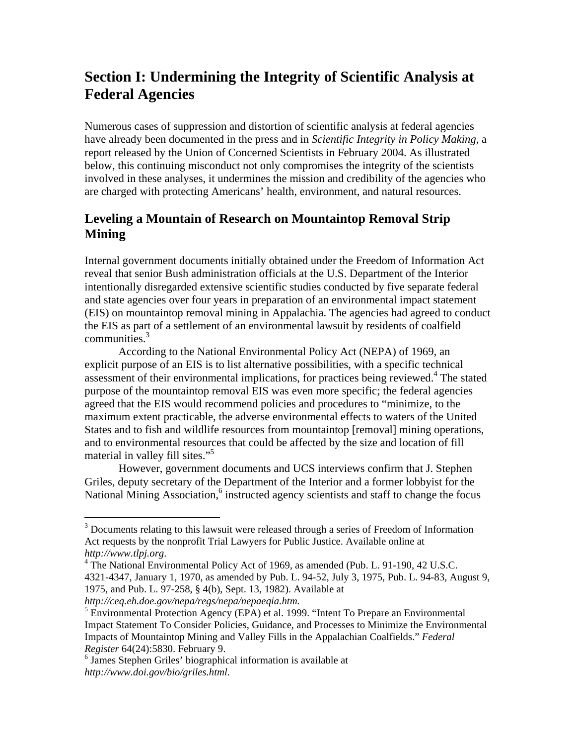# Section I: Undermining the Integrity of Scientific Analysis at Federal Agencies

Numerous cases of suppression and distortion of scientific analysis at federal agencies have already been documented in the press and in *Scientific Integrity in Policy Making*, a report released by the Union of Concerned Scientists in February 2004. As illustrated below, this continuing misconduct not only compromises the integrity of the scientists involved in these analyses, it undermines the mission and credibility of the agencies who are charged with protecting Americans' health, environment, and natural resources.

## Leveling a Mountain of Research on Mountaintop Removal Strip Mining

Internal government documents initially obtained under the Freedom of Information Act reveal that senior Bush administration officials at the U.S. Department of the Interior intentionally disregarded extensive scientific studies conducted by five separate federal and state agencies over four years in preparation of an environmental impact statement (EIS) on mountaintop removal mining in Appalachia. The agencies had agreed to conduct the EIS as part of a settlement of an environmental lawsuit by residents of coalfield communities.[3]

According to the National Environmental Policy Act (NEPA) of 1969, an explicit purpose of an EIS is to list alternative possibilities, with a specific technical assessment of their environmental implications, for practices being reviewed.[4] The stated purpose of the mountaintop removal EIS was even more specific; the federal agencies agreed that the EIS would recommend policies and procedures to "minimize, to the maximum extent practicable, the adverse environmental effects to waters of the United States and to fish and wildlife resources from mountaintop [removal] mining operations, and to environmental resources that could be affected by the size and location of fill material in valley fill sites."[5]

However, government documents and UCS interviews confirm that J. Stephen Griles, deputy secretary of the Department of the Interior and a former lobbyist for the National Mining Association,[6] instructed agency scientists and staff to change the focus

---

[3] Documents relating to this lawsuit were released through a series of Freedom of Information Act requests by the nonprofit Trial Lawyers for Public Justice. Available online at *http://www.tlpj.org*.

[4] The National Environmental Policy Act of 1969, as amended (Pub. L. 91-190, 42 U.S.C. 4321-4347, January 1, 1970, as amended by Pub. L. 94-52, July 3, 1975, Pub. L. 94-83, August 9, 1975, and Pub. L. 97-258, § 4(b), Sept. 13, 1982). Available at *http://ceq.eh.doe.gov/nepa/regs/nepa/nepaeqia.htm.*

[5] Environmental Protection Agency (EPA) et al. 1999. "Intent To Prepare an Environmental Impact Statement To Consider Policies, Guidance, and Processes to Minimize the Environmental Impacts of Mountaintop Mining and Valley Fills in the Appalachian Coalfields." *Federal Register* 64(24):5830. February 9.

[6] James Stephen Griles' biographical information is available at *http://www.doi.gov/bio/griles.html.*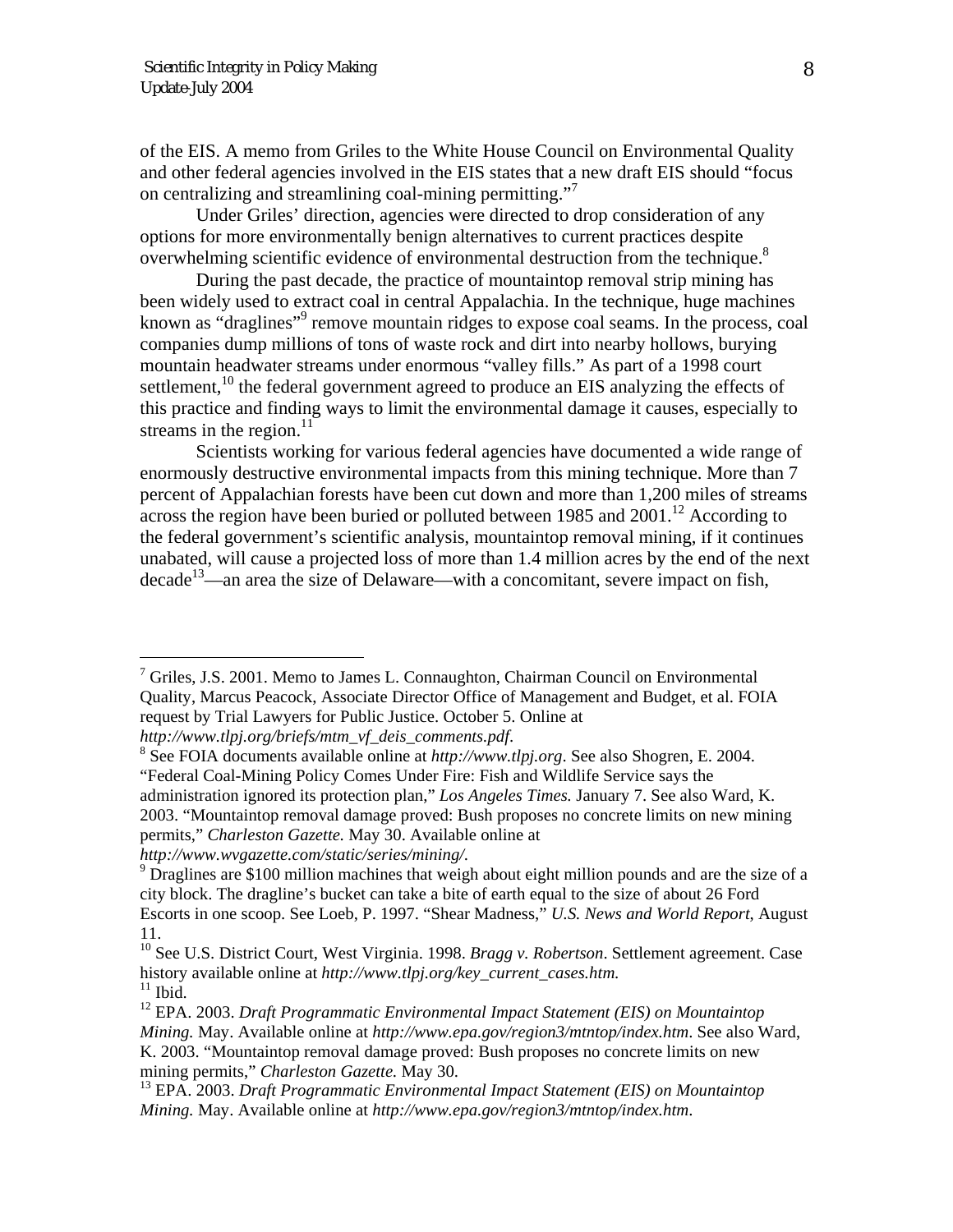of the EIS. A memo from Griles to the White House Council on Environmental Quality and other federal agencies involved in the EIS states that a new draft EIS should "focus on centralizing and streamlining coal-mining permitting."[7]

Under Griles' direction, agencies were directed to drop consideration of any options for more environmentally benign alternatives to current practices despite overwhelming scientific evidence of environmental destruction from the technique.[8]

During the past decade, the practice of mountaintop removal strip mining has been widely used to extract coal in central Appalachia. In the technique, huge machines known as "draglines"[9] remove mountain ridges to expose coal seams. In the process, coal companies dump millions of tons of waste rock and dirt into nearby hollows, burying mountain headwater streams under enormous "valley fills." As part of a 1998 court settlement,[10] the federal government agreed to produce an EIS analyzing the effects of this practice and finding ways to limit the environmental damage it causes, especially to streams in the region.[11]

Scientists working for various federal agencies have documented a wide range of enormously destructive environmental impacts from this mining technique. More than 7 percent of Appalachian forests have been cut down and more than 1,200 miles of streams across the region have been buried or polluted between 1985 and 2001.[12] According to the federal government's scientific analysis, mountaintop removal mining, if it continues unabated, will cause a projected loss of more than 1.4 million acres by the end of the next decade[13]—an area the size of Delaware—with a concomitant, severe impact on fish,

---

[7] Griles, J.S. 2001. Memo to James L. Connaughton, Chairman Council on Environmental Quality, Marcus Peacock, Associate Director Office of Management and Budget, et al. FOIA request by Trial Lawyers for Public Justice. October 5. Online at *http://www.tlpj.org/briefs/mtm_vf_deis_comments.pdf.*

[8] See FOIA documents available online at *http://www.tlpj.org*. See also Shogren, E. 2004. "Federal Coal-Mining Policy Comes Under Fire: Fish and Wildlife Service says the administration ignored its protection plan," *Los Angeles Times.* January 7. See also Ward, K. 2003. "Mountaintop removal damage proved: Bush proposes no concrete limits on new mining permits," *Charleston Gazette.* May 30. Available online at *http://www.wvgazette.com/static/series/mining/.*

[9] Draglines are $100 million machines that weigh about eight million pounds and are the size of a city block. The dragline's bucket can take a bite of earth equal to the size of about 26 Ford Escorts in one scoop. See Loeb, P. 1997. "Shear Madness," *U.S. News and World Report,* August 11.

[10] See U.S. District Court, West Virginia. 1998. *Bragg v. Robertson*. Settlement agreement. Case history available online at *http://www.tlpj.org/key_current_cases.htm.*

[11] Ibid.

[12] EPA. 2003. *Draft Programmatic Environmental Impact Statement (EIS) on Mountaintop Mining.* May. Available online at *http://www.epa.gov/region3/mtntop/index.htm*. See also Ward, K. 2003. "Mountaintop removal damage proved: Bush proposes no concrete limits on new mining permits," *Charleston Gazette.* May 30.

[13] EPA. 2003. *Draft Programmatic Environmental Impact Statement (EIS) on Mountaintop Mining.* May. Available online at *http://www.epa.gov/region3/mtntop/index.htm*.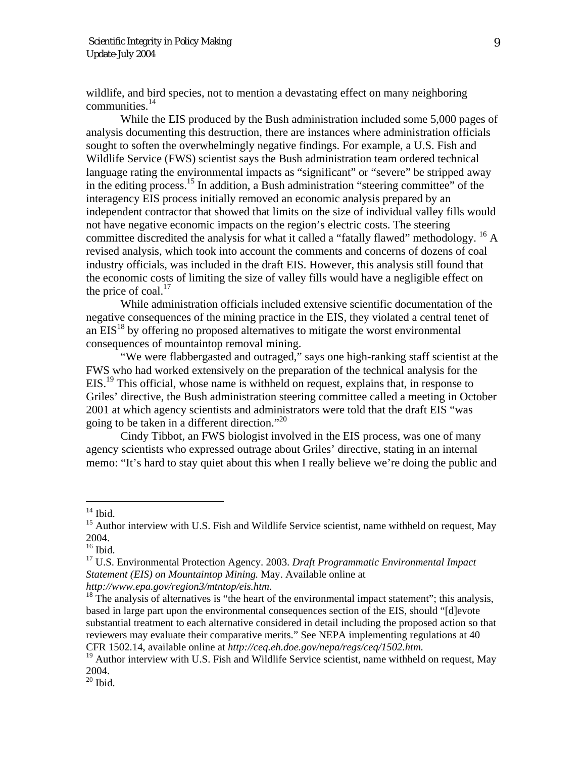wildlife, and bird species, not to mention a devastating effect on many neighboring communities.[14]

While the EIS produced by the Bush administration included some 5,000 pages of analysis documenting this destruction, there are instances where administration officials sought to soften the overwhelmingly negative findings. For example, a U.S. Fish and Wildlife Service (FWS) scientist says the Bush administration team ordered technical language rating the environmental impacts as "significant" or "severe" be stripped away in the editing process.[15] In addition, a Bush administration "steering committee" of the interagency EIS process initially removed an economic analysis prepared by an independent contractor that showed that limits on the size of individual valley fills would not have negative economic impacts on the region's electric costs. The steering committee discredited the analysis for what it called a "fatally flawed" methodology. [16] A revised analysis, which took into account the comments and concerns of dozens of coal industry officials, was included in the draft EIS. However, this analysis still found that the economic costs of limiting the size of valley fills would have a negligible effect on the price of coal.[17]

While administration officials included extensive scientific documentation of the negative consequences of the mining practice in the EIS, they violated a central tenet of an EIS[18] by offering no proposed alternatives to mitigate the worst environmental consequences of mountaintop removal mining.

"We were flabbergasted and outraged," says one high-ranking staff scientist at the FWS who had worked extensively on the preparation of the technical analysis for the EIS.[19] This official, whose name is withheld on request, explains that, in response to Griles' directive, the Bush administration steering committee called a meeting in October 2001 at which agency scientists and administrators were told that the draft EIS "was going to be taken in a different direction."[20]

Cindy Tibbot, an FWS biologist involved in the EIS process, was one of many agency scientists who expressed outrage about Griles' directive, stating in an internal memo: "It's hard to stay quiet about this when I really believe we're doing the public and

---

[14] Ibid.

[15] Author interview with U.S. Fish and Wildlife Service scientist, name withheld on request, May 2004.

[16] Ibid.

[17] U.S. Environmental Protection Agency. 2003. *Draft Programmatic Environmental Impact Statement (EIS) on Mountaintop Mining.* May. Available online at *http://www.epa.gov/region3/mtntop/eis.htm*.

[18] The analysis of alternatives is "the heart of the environmental impact statement"; this analysis, based in large part upon the environmental consequences section of the EIS, should "[d]evote substantial treatment to each alternative considered in detail including the proposed action so that reviewers may evaluate their comparative merits." See NEPA implementing regulations at 40 CFR 1502.14, available online at *http://ceq.eh.doe.gov/nepa/regs/ceq/1502.htm.*

[19] Author interview with U.S. Fish and Wildlife Service scientist, name withheld on request, May 2004.

[20] Ibid.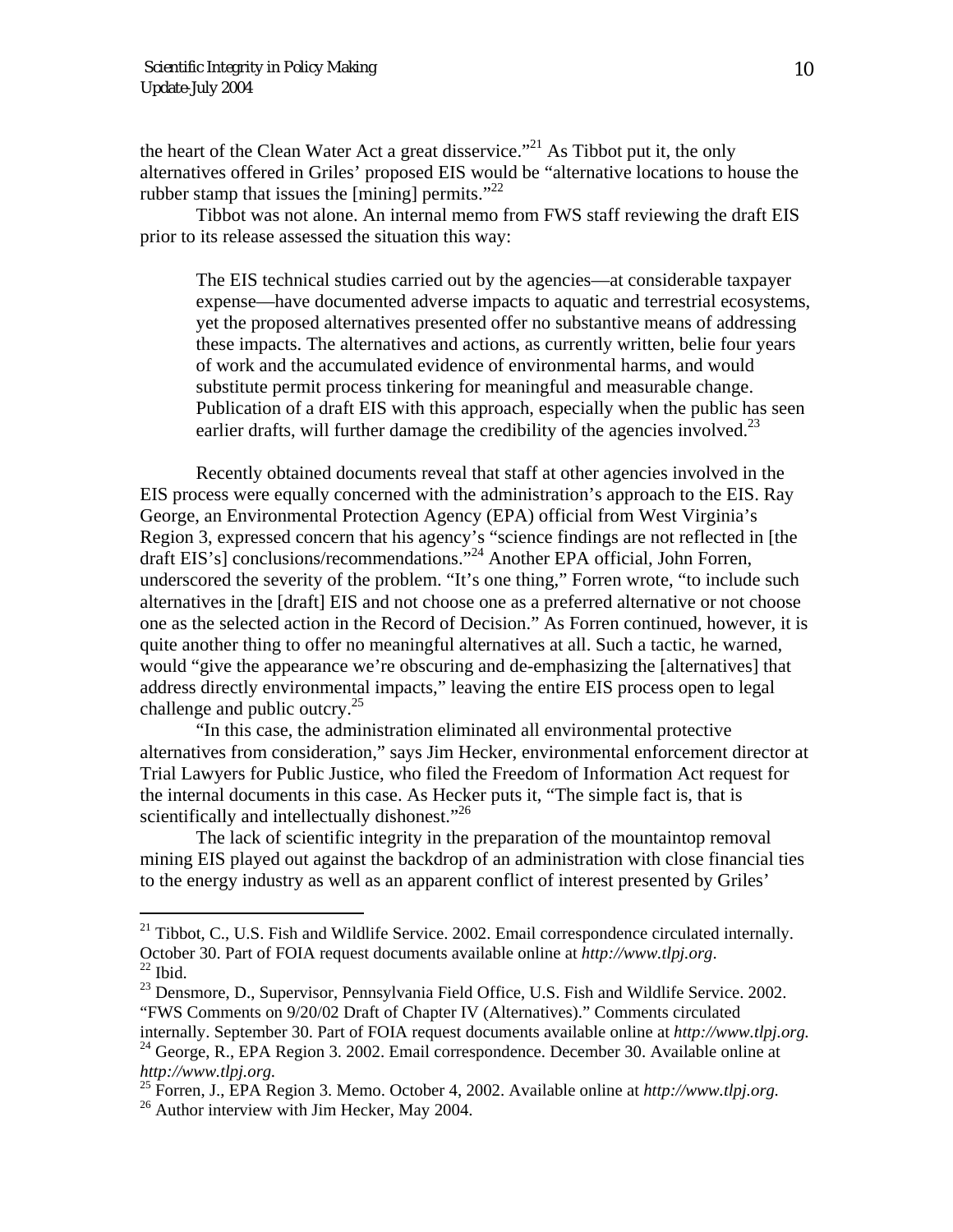the heart of the Clean Water Act a great disservice."[21] As Tibbot put it, the only alternatives offered in Griles' proposed EIS would be "alternative locations to house the rubber stamp that issues the [mining] permits."[22]

Tibbot was not alone. An internal memo from FWS staff reviewing the draft EIS prior to its release assessed the situation this way:

> The EIS technical studies carried out by the agencies—at considerable taxpayer expense—have documented adverse impacts to aquatic and terrestrial ecosystems, yet the proposed alternatives presented offer no substantive means of addressing these impacts. The alternatives and actions, as currently written, belie four years of work and the accumulated evidence of environmental harms, and would substitute permit process tinkering for meaningful and measurable change. Publication of a draft EIS with this approach, especially when the public has seen earlier drafts, will further damage the credibility of the agencies involved.[23]

Recently obtained documents reveal that staff at other agencies involved in the EIS process were equally concerned with the administration's approach to the EIS. Ray George, an Environmental Protection Agency (EPA) official from West Virginia's Region 3, expressed concern that his agency's "science findings are not reflected in [the draft EIS's] conclusions/recommendations."[24] Another EPA official, John Forren, underscored the severity of the problem. "It's one thing," Forren wrote, "to include such alternatives in the [draft] EIS and not choose one as a preferred alternative or not choose one as the selected action in the Record of Decision." As Forren continued, however, it is quite another thing to offer no meaningful alternatives at all. Such a tactic, he warned, would "give the appearance we're obscuring and de-emphasizing the [alternatives] that address directly environmental impacts," leaving the entire EIS process open to legal challenge and public outcry.[25]

"In this case, the administration eliminated all environmental protective alternatives from consideration," says Jim Hecker, environmental enforcement director at Trial Lawyers for Public Justice, who filed the Freedom of Information Act request for the internal documents in this case. As Hecker puts it, "The simple fact is, that is scientifically and intellectually dishonest."[26]

The lack of scientific integrity in the preparation of the mountaintop removal mining EIS played out against the backdrop of an administration with close financial ties to the energy industry as well as an apparent conflict of interest presented by Griles'

---

[21] Tibbot, C., U.S. Fish and Wildlife Service. 2002. Email correspondence circulated internally. October 30. Part of FOIA request documents available online at *http://www.tlpj.org*.

[22] Ibid.

[23] Densmore, D., Supervisor, Pennsylvania Field Office, U.S. Fish and Wildlife Service. 2002. "FWS Comments on 9/20/02 Draft of Chapter IV (Alternatives)." Comments circulated internally. September 30. Part of FOIA request documents available online at *http://www.tlpj.org.*

[24] George, R., EPA Region 3. 2002. Email correspondence. December 30. Available online at *http://www.tlpj.org.*

[25] Forren, J., EPA Region 3. Memo. October 4, 2002. Available online at *http://www.tlpj.org.*

[26] Author interview with Jim Hecker, May 2004.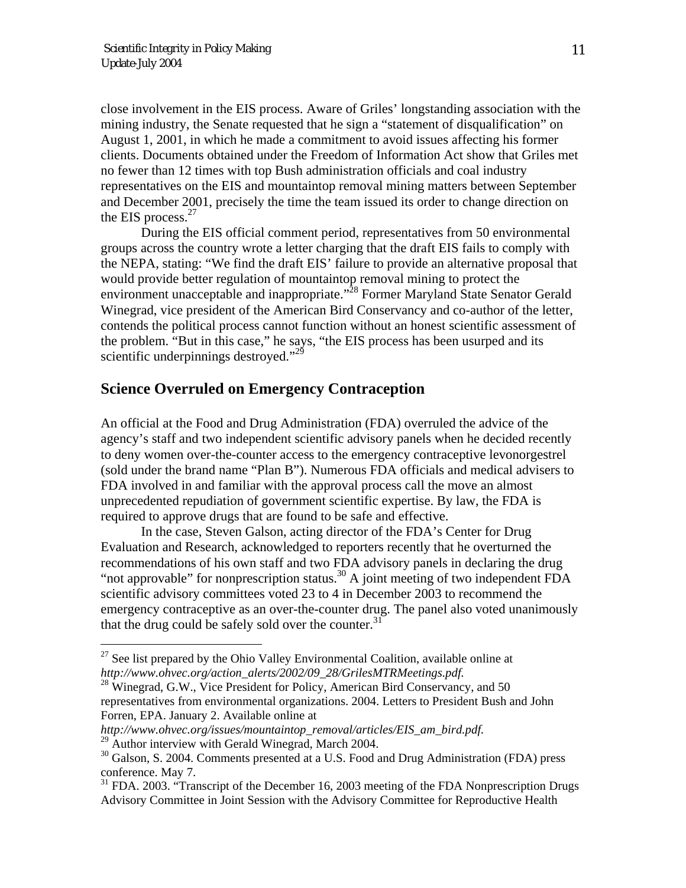close involvement in the EIS process. Aware of Griles' longstanding association with the mining industry, the Senate requested that he sign a "statement of disqualification" on August 1, 2001, in which he made a commitment to avoid issues affecting his former clients. Documents obtained under the Freedom of Information Act show that Griles met no fewer than 12 times with top Bush administration officials and coal industry representatives on the EIS and mountaintop removal mining matters between September and December 2001, precisely the time the team issued its order to change direction on the EIS process.[27]

During the EIS official comment period, representatives from 50 environmental groups across the country wrote a letter charging that the draft EIS fails to comply with the NEPA, stating: "We find the draft EIS' failure to provide an alternative proposal that would provide better regulation of mountaintop removal mining to protect the environment unacceptable and inappropriate."[28] Former Maryland State Senator Gerald Winegrad, vice president of the American Bird Conservancy and co-author of the letter, contends the political process cannot function without an honest scientific assessment of the problem. "But in this case," he says, "the EIS process has been usurped and its scientific underpinnings destroyed."[29]

## Science Overruled on Emergency Contraception

An official at the Food and Drug Administration (FDA) overruled the advice of the agency's staff and two independent scientific advisory panels when he decided recently to deny women over-the-counter access to the emergency contraceptive levonorgestrel (sold under the brand name "Plan B"). Numerous FDA officials and medical advisers to FDA involved in and familiar with the approval process call the move an almost unprecedented repudiation of government scientific expertise. By law, the FDA is required to approve drugs that are found to be safe and effective.

In the case, Steven Galson, acting director of the FDA's Center for Drug Evaluation and Research, acknowledged to reporters recently that he overturned the recommendations of his own staff and two FDA advisory panels in declaring the drug "not approvable" for nonprescription status.[30] A joint meeting of two independent FDA scientific advisory committees voted 23 to 4 in December 2003 to recommend the emergency contraceptive as an over-the-counter drug. The panel also voted unanimously that the drug could be safely sold over the counter.[31]

---

[27] See list prepared by the Ohio Valley Environmental Coalition, available online at *http://www.ohvec.org/action_alerts/2002/09_28/GrilesMTRMeetings.pdf.*

[28] Winegrad, G.W., Vice President for Policy, American Bird Conservancy, and 50 representatives from environmental organizations. 2004. Letters to President Bush and John Forren, EPA. January 2. Available online at *http://www.ohvec.org/issues/mountaintop_removal/articles/EIS_am_bird.pdf.*

[29] Author interview with Gerald Winegrad, March 2004.

[30] Galson, S. 2004. Comments presented at a U.S. Food and Drug Administration (FDA) press conference. May 7.

[31] FDA. 2003. "Transcript of the December 16, 2003 meeting of the FDA Nonprescription Drugs Advisory Committee in Joint Session with the Advisory Committee for Reproductive Health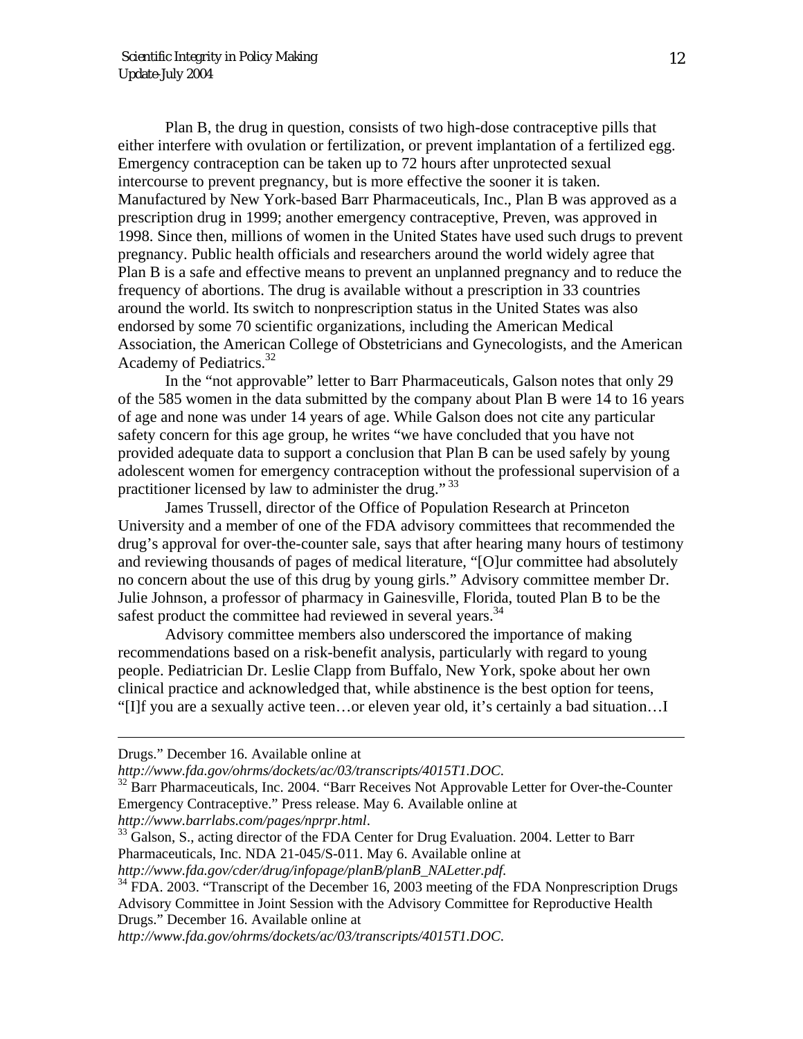Plan B, the drug in question, consists of two high-dose contraceptive pills that either interfere with ovulation or fertilization, or prevent implantation of a fertilized egg. Emergency contraception can be taken up to 72 hours after unprotected sexual intercourse to prevent pregnancy, but is more effective the sooner it is taken. Manufactured by New York-based Barr Pharmaceuticals, Inc., Plan B was approved as a prescription drug in 1999; another emergency contraceptive, Preven, was approved in 1998. Since then, millions of women in the United States have used such drugs to prevent pregnancy. Public health officials and researchers around the world widely agree that Plan B is a safe and effective means to prevent an unplanned pregnancy and to reduce the frequency of abortions. The drug is available without a prescription in 33 countries around the world. Its switch to nonprescription status in the United States was also endorsed by some 70 scientific organizations, including the American Medical Association, the American College of Obstetricians and Gynecologists, and the American Academy of Pediatrics.[32]

In the "not approvable" letter to Barr Pharmaceuticals, Galson notes that only 29 of the 585 women in the data submitted by the company about Plan B were 14 to 16 years of age and none was under 14 years of age. While Galson does not cite any particular safety concern for this age group, he writes "we have concluded that you have not provided adequate data to support a conclusion that Plan B can be used safely by young adolescent women for emergency contraception without the professional supervision of a practitioner licensed by law to administer the drug."[33]

James Trussell, director of the Office of Population Research at Princeton University and a member of one of the FDA advisory committees that recommended the drug's approval for over-the-counter sale, says that after hearing many hours of testimony and reviewing thousands of pages of medical literature, "[O]ur committee had absolutely no concern about the use of this drug by young girls." Advisory committee member Dr. Julie Johnson, a professor of pharmacy in Gainesville, Florida, touted Plan B to be the safest product the committee had reviewed in several years.[34]

Advisory committee members also underscored the importance of making recommendations based on a risk-benefit analysis, particularly with regard to young people. Pediatrician Dr. Leslie Clapp from Buffalo, New York, spoke about her own clinical practice and acknowledged that, while abstinence is the best option for teens, "[I]f you are a sexually active teen…or eleven year old, it's certainly a bad situation…I

---

Drugs." December 16. Available online at *http://www.fda.gov/ohrms/dockets/ac/03/transcripts/4015T1.DOC*.

[32] Barr Pharmaceuticals, Inc. 2004. "Barr Receives Not Approvable Letter for Over-the-Counter Emergency Contraceptive." Press release. May 6. Available online at *http://www.barrlabs.com/pages/nprpr.html*.

[33] Galson, S., acting director of the FDA Center for Drug Evaluation. 2004. Letter to Barr Pharmaceuticals, Inc. NDA 21-045/S-011. May 6. Available online at *http://www.fda.gov/cder/drug/infopage/planB/planB_NALetter.pdf*.

[34] FDA. 2003. "Transcript of the December 16, 2003 meeting of the FDA Nonprescription Drugs Advisory Committee in Joint Session with the Advisory Committee for Reproductive Health Drugs." December 16. Available online at *http://www.fda.gov/ohrms/dockets/ac/03/transcripts/4015T1.DOC*.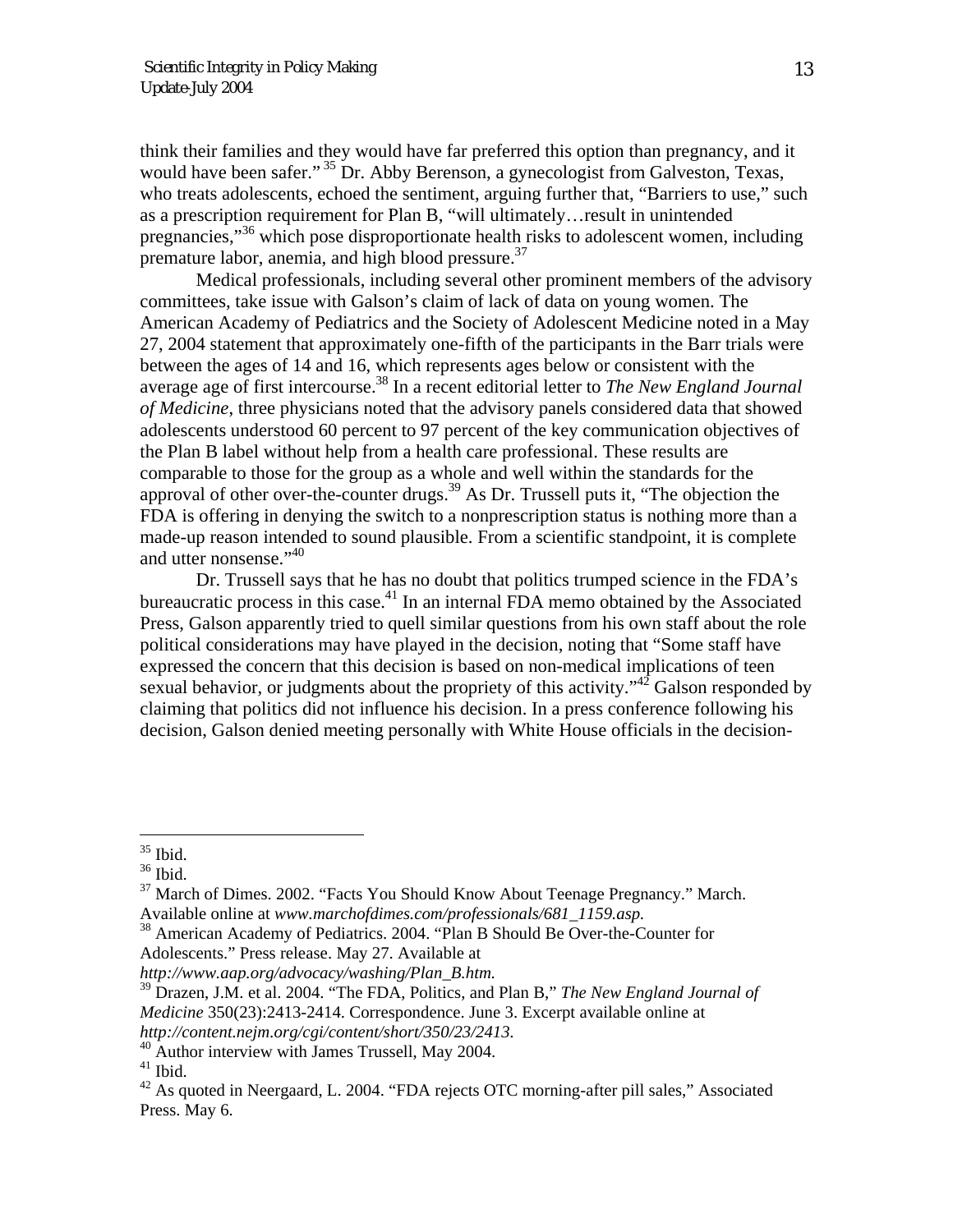think their families and they would have far preferred this option than pregnancy, and it would have been safer."[35] Dr. Abby Berenson, a gynecologist from Galveston, Texas, who treats adolescents, echoed the sentiment, arguing further that, "Barriers to use," such as a prescription requirement for Plan B, "will ultimately…result in unintended pregnancies,"[36] which pose disproportionate health risks to adolescent women, including premature labor, anemia, and high blood pressure.[37]

Medical professionals, including several other prominent members of the advisory committees, take issue with Galson's claim of lack of data on young women. The American Academy of Pediatrics and the Society of Adolescent Medicine noted in a May 27, 2004 statement that approximately one-fifth of the participants in the Barr trials were between the ages of 14 and 16, which represents ages below or consistent with the average age of first intercourse.[38] In a recent editorial letter to *The New England Journal of Medicine*, three physicians noted that the advisory panels considered data that showed adolescents understood 60 percent to 97 percent of the key communication objectives of the Plan B label without help from a health care professional. These results are comparable to those for the group as a whole and well within the standards for the approval of other over-the-counter drugs.[39] As Dr. Trussell puts it, "The objection the FDA is offering in denying the switch to a nonprescription status is nothing more than a made-up reason intended to sound plausible. From a scientific standpoint, it is complete and utter nonsense."[40]

Dr. Trussell says that he has no doubt that politics trumped science in the FDA's bureaucratic process in this case.[41] In an internal FDA memo obtained by the Associated Press, Galson apparently tried to quell similar questions from his own staff about the role political considerations may have played in the decision, noting that "Some staff have expressed the concern that this decision is based on non-medical implications of teen sexual behavior, or judgments about the propriety of this activity."[42] Galson responded by claiming that politics did not influence his decision. In a press conference following his decision, Galson denied meeting personally with White House officials in the decision-

---

[35] Ibid.

[36] Ibid.

[37] March of Dimes. 2002. "Facts You Should Know About Teenage Pregnancy." March. Available online at *www.marchofdimes.com/professionals/681_1159.asp.*

[38] American Academy of Pediatrics. 2004. "Plan B Should Be Over-the-Counter for Adolescents." Press release. May 27. Available at *http://www.aap.org/advocacy/washing/Plan_B.htm.*

[39] Drazen, J.M. et al. 2004. "The FDA, Politics, and Plan B," *The New England Journal of Medicine* 350(23):2413-2414. Correspondence. June 3. Excerpt available online at *http://content.nejm.org/cgi/content/short/350/23/2413.*

[40] Author interview with James Trussell, May 2004.

[41] Ibid.

[42] As quoted in Neergaard, L. 2004. "FDA rejects OTC morning-after pill sales," Associated Press. May 6.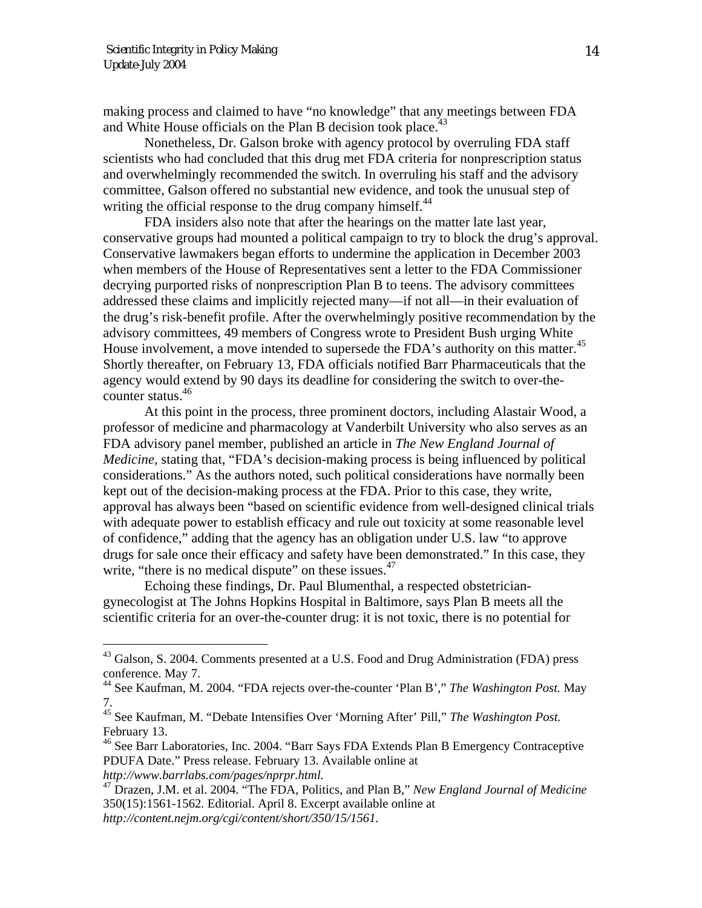making process and claimed to have "no knowledge" that any meetings between FDA and White House officials on the Plan B decision took place.[43]

Nonetheless, Dr. Galson broke with agency protocol by overruling FDA staff scientists who had concluded that this drug met FDA criteria for nonprescription status and overwhelmingly recommended the switch. In overruling his staff and the advisory committee, Galson offered no substantial new evidence, and took the unusual step of writing the official response to the drug company himself.[44]

FDA insiders also note that after the hearings on the matter late last year, conservative groups had mounted a political campaign to try to block the drug's approval. Conservative lawmakers began efforts to undermine the application in December 2003 when members of the House of Representatives sent a letter to the FDA Commissioner decrying purported risks of nonprescription Plan B to teens. The advisory committees addressed these claims and implicitly rejected many—if not all—in their evaluation of the drug's risk-benefit profile. After the overwhelmingly positive recommendation by the advisory committees, 49 members of Congress wrote to President Bush urging White House involvement, a move intended to supersede the FDA's authority on this matter.[45] Shortly thereafter, on February 13, FDA officials notified Barr Pharmaceuticals that the agency would extend by 90 days its deadline for considering the switch to over-the-counter status.[46]

At this point in the process, three prominent doctors, including Alastair Wood, a professor of medicine and pharmacology at Vanderbilt University who also serves as an FDA advisory panel member, published an article in *The New England Journal of Medicine*, stating that, "FDA's decision-making process is being influenced by political considerations." As the authors noted, such political considerations have normally been kept out of the decision-making process at the FDA. Prior to this case, they write, approval has always been "based on scientific evidence from well-designed clinical trials with adequate power to establish efficacy and rule out toxicity at some reasonable level of confidence," adding that the agency has an obligation under U.S. law "to approve drugs for sale once their efficacy and safety have been demonstrated." In this case, they write, "there is no medical dispute" on these issues.[47]

Echoing these findings, Dr. Paul Blumenthal, a respected obstetrician-gynecologist at The Johns Hopkins Hospital in Baltimore, says Plan B meets all the scientific criteria for an over-the-counter drug: it is not toxic, there is no potential for

---

[43] Galson, S. 2004. Comments presented at a U.S. Food and Drug Administration (FDA) press conference. May 7.

[44] See Kaufman, M. 2004. "FDA rejects over-the-counter 'Plan B'," *The Washington Post.* May 7.

[45] See Kaufman, M. "Debate Intensifies Over 'Morning After' Pill," *The Washington Post.* February 13.

[46] See Barr Laboratories, Inc. 2004. "Barr Says FDA Extends Plan B Emergency Contraceptive PDUFA Date." Press release. February 13. Available online at *http://www.barrlabs.com/pages/nprpr.html.*

[47] Drazen, J.M. et al. 2004. "The FDA, Politics, and Plan B," *New England Journal of Medicine* 350(15):1561-1562. Editorial. April 8. Excerpt available online at *http://content.nejm.org/cgi/content/short/350/15/1561.*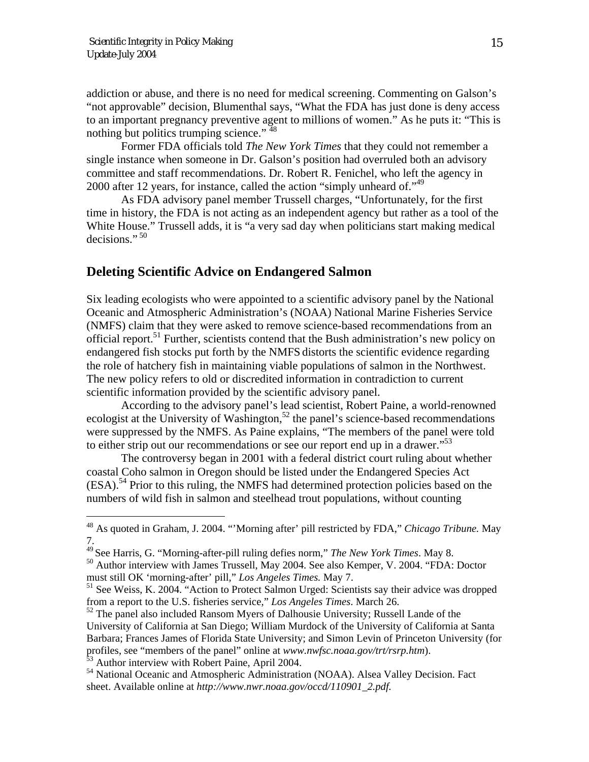addiction or abuse, and there is no need for medical screening. Commenting on Galson's "not approvable" decision, Blumenthal says, "What the FDA has just done is deny access to an important pregnancy preventive agent to millions of women." As he puts it: "This is nothing but politics trumping science." [48]

Former FDA officials told *The New York Times* that they could not remember a single instance when someone in Dr. Galson's position had overruled both an advisory committee and staff recommendations. Dr. Robert R. Fenichel, who left the agency in 2000 after 12 years, for instance, called the action "simply unheard of."[49]

As FDA advisory panel member Trussell charges, "Unfortunately, for the first time in history, the FDA is not acting as an independent agency but rather as a tool of the White House." Trussell adds, it is "a very sad day when politicians start making medical decisions." [50]

## Deleting Scientific Advice on Endangered Salmon

Six leading ecologists who were appointed to a scientific advisory panel by the National Oceanic and Atmospheric Administration's (NOAA) National Marine Fisheries Service (NMFS) claim that they were asked to remove science-based recommendations from an official report.[51] Further, scientists contend that the Bush administration's new policy on endangered fish stocks put forth by the NMFS distorts the scientific evidence regarding the role of hatchery fish in maintaining viable populations of salmon in the Northwest. The new policy refers to old or discredited information in contradiction to current scientific information provided by the scientific advisory panel.

According to the advisory panel's lead scientist, Robert Paine, a world-renowned ecologist at the University of Washington,[52] the panel's science-based recommendations were suppressed by the NMFS. As Paine explains, "The members of the panel were told to either strip out our recommendations or see our report end up in a drawer."[53]

The controversy began in 2001 with a federal district court ruling about whether coastal Coho salmon in Oregon should be listed under the Endangered Species Act (ESA).[54] Prior to this ruling, the NMFS had determined protection policies based on the numbers of wild fish in salmon and steelhead trout populations, without counting

---

[48] As quoted in Graham, J. 2004. "'Morning after' pill restricted by FDA," *Chicago Tribune.* May 7.

[49] See Harris, G. "Morning-after-pill ruling defies norm," *The New York Times*. May 8.

[50] Author interview with James Trussell, May 2004. See also Kemper, V. 2004. "FDA: Doctor must still OK 'morning-after' pill," *Los Angeles Times.* May 7.

[51] See Weiss, K. 2004. "Action to Protect Salmon Urged: Scientists say their advice was dropped from a report to the U.S. fisheries service," *Los Angeles Times*. March 26.

[52] The panel also included Ransom Myers of Dalhousie University; Russell Lande of the University of California at San Diego; William Murdock of the University of California at Santa Barbara; Frances James of Florida State University; and Simon Levin of Princeton University (for profiles, see "members of the panel" online at *www.nwfsc.noaa.gov/trt/rsrp.htm*).

[53] Author interview with Robert Paine, April 2004.

[54] National Oceanic and Atmospheric Administration (NOAA). Alsea Valley Decision. Fact sheet. Available online at *http://www.nwr.noaa.gov/occd/110901_2.pdf.*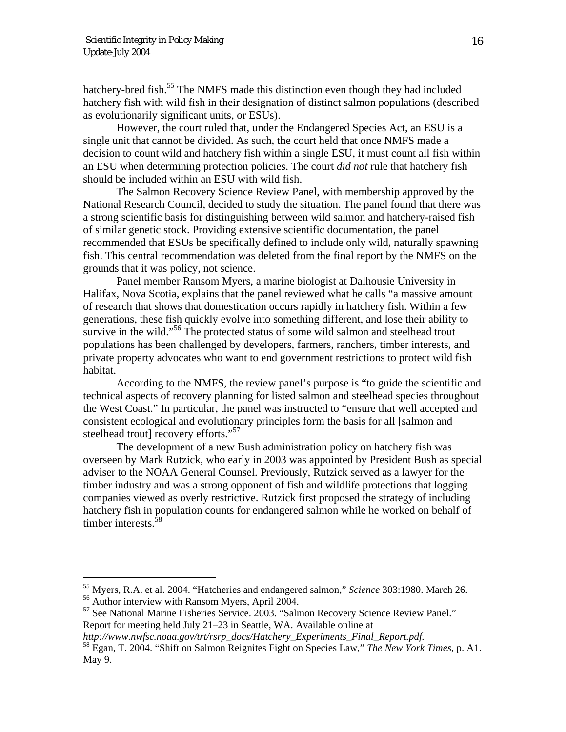hatchery-bred fish.[55] The NMFS made this distinction even though they had included hatchery fish with wild fish in their designation of distinct salmon populations (described as evolutionarily significant units, or ESUs).

However, the court ruled that, under the Endangered Species Act, an ESU is a single unit that cannot be divided. As such, the court held that once NMFS made a decision to count wild and hatchery fish within a single ESU, it must count all fish within an ESU when determining protection policies. The court *did not* rule that hatchery fish should be included within an ESU with wild fish.

The Salmon Recovery Science Review Panel, with membership approved by the National Research Council, decided to study the situation. The panel found that there was a strong scientific basis for distinguishing between wild salmon and hatchery-raised fish of similar genetic stock. Providing extensive scientific documentation, the panel recommended that ESUs be specifically defined to include only wild, naturally spawning fish. This central recommendation was deleted from the final report by the NMFS on the grounds that it was policy, not science.

Panel member Ransom Myers, a marine biologist at Dalhousie University in Halifax, Nova Scotia, explains that the panel reviewed what he calls "a massive amount of research that shows that domestication occurs rapidly in hatchery fish. Within a few generations, these fish quickly evolve into something different, and lose their ability to survive in the wild."[56] The protected status of some wild salmon and steelhead trout populations has been challenged by developers, farmers, ranchers, timber interests, and private property advocates who want to end government restrictions to protect wild fish habitat.

According to the NMFS, the review panel's purpose is "to guide the scientific and technical aspects of recovery planning for listed salmon and steelhead species throughout the West Coast." In particular, the panel was instructed to "ensure that well accepted and consistent ecological and evolutionary principles form the basis for all [salmon and steelhead trout] recovery efforts."[57]

The development of a new Bush administration policy on hatchery fish was overseen by Mark Rutzick, who early in 2003 was appointed by President Bush as special adviser to the NOAA General Counsel. Previously, Rutzick served as a lawyer for the timber industry and was a strong opponent of fish and wildlife protections that logging companies viewed as overly restrictive. Rutzick first proposed the strategy of including hatchery fish in population counts for endangered salmon while he worked on behalf of timber interests.[58]

---

[55] Myers, R.A. et al. 2004. "Hatcheries and endangered salmon," *Science* 303:1980. March 26.

[56] Author interview with Ransom Myers, April 2004.

[57] See National Marine Fisheries Service. 2003. "Salmon Recovery Science Review Panel." Report for meeting held July 21–23 in Seattle, WA. Available online at *http://www.nwfsc.noaa.gov/trt/rsrp_docs/Hatchery_Experiments_Final_Report.pdf.*

[58] Egan, T. 2004. "Shift on Salmon Reignites Fight on Species Law," *The New York Times,* p. A1. May 9.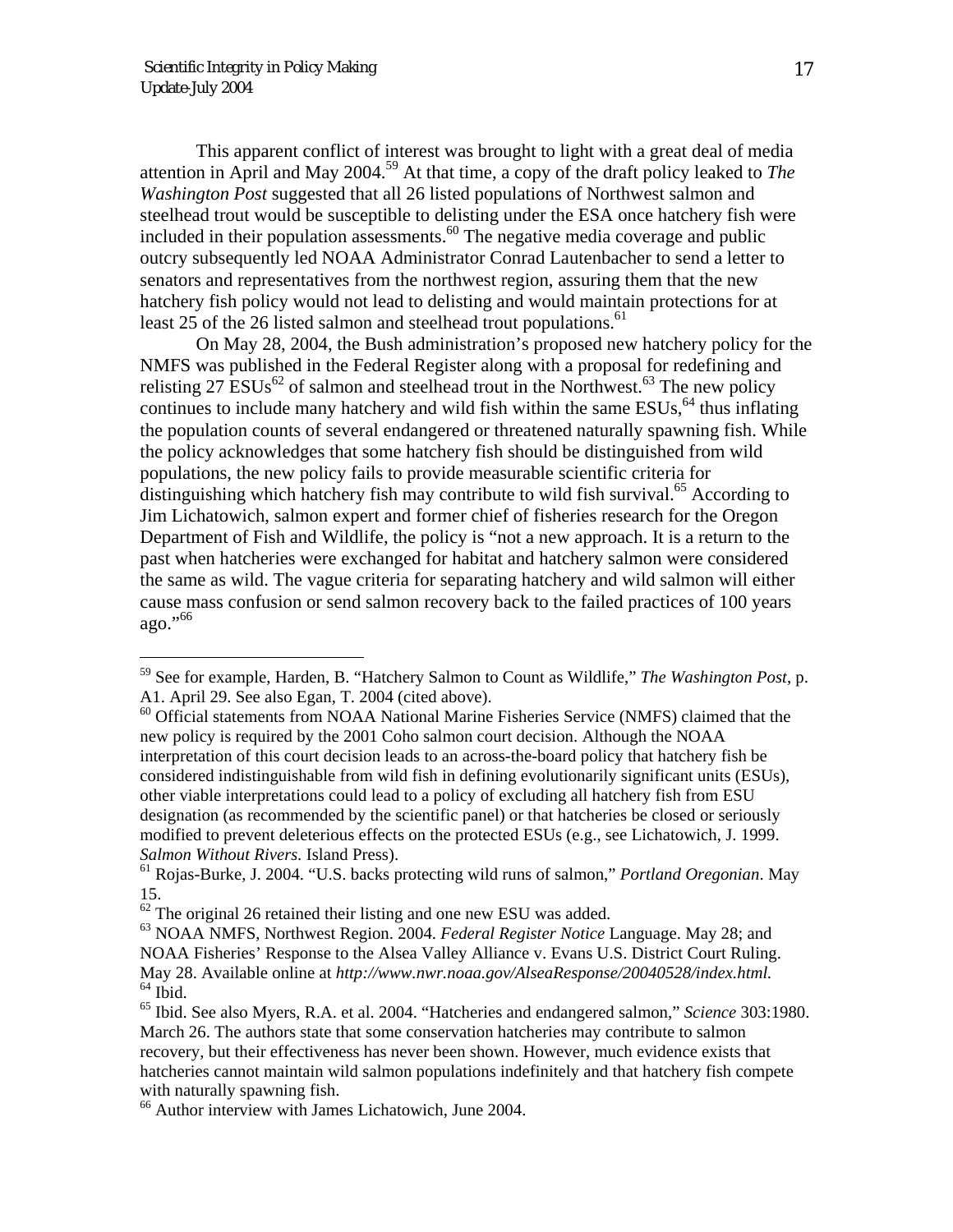This apparent conflict of interest was brought to light with a great deal of media attention in April and May 2004.[59] At that time, a copy of the draft policy leaked to *The Washington Post* suggested that all 26 listed populations of Northwest salmon and steelhead trout would be susceptible to delisting under the ESA once hatchery fish were included in their population assessments.[60] The negative media coverage and public outcry subsequently led NOAA Administrator Conrad Lautenbacher to send a letter to senators and representatives from the northwest region, assuring them that the new hatchery fish policy would not lead to delisting and would maintain protections for at least 25 of the 26 listed salmon and steelhead trout populations.[61]

On May 28, 2004, the Bush administration's proposed new hatchery policy for the NMFS was published in the Federal Register along with a proposal for redefining and relisting 27 ESUs[62] of salmon and steelhead trout in the Northwest.[63] The new policy continues to include many hatchery and wild fish within the same ESUs,[64] thus inflating the population counts of several endangered or threatened naturally spawning fish. While the policy acknowledges that some hatchery fish should be distinguished from wild populations, the new policy fails to provide measurable scientific criteria for distinguishing which hatchery fish may contribute to wild fish survival.[65] According to Jim Lichatowich, salmon expert and former chief of fisheries research for the Oregon Department of Fish and Wildlife, the policy is "not a new approach. It is a return to the past when hatcheries were exchanged for habitat and hatchery salmon were considered the same as wild. The vague criteria for separating hatchery and wild salmon will either cause mass confusion or send salmon recovery back to the failed practices of 100 years ago."[66]

---

[59] See for example, Harden, B. "Hatchery Salmon to Count as Wildlife," *The Washington Post*, p. A1. April 29. See also Egan, T. 2004 (cited above).

[60] Official statements from NOAA National Marine Fisheries Service (NMFS) claimed that the new policy is required by the 2001 Coho salmon court decision. Although the NOAA interpretation of this court decision leads to an across-the-board policy that hatchery fish be considered indistinguishable from wild fish in defining evolutionarily significant units (ESUs), other viable interpretations could lead to a policy of excluding all hatchery fish from ESU designation (as recommended by the scientific panel) or that hatcheries be closed or seriously modified to prevent deleterious effects on the protected ESUs (e.g., see Lichatowich, J. 1999. *Salmon Without Rivers.* Island Press).

[61] Rojas-Burke, J. 2004. "U.S. backs protecting wild runs of salmon," *Portland Oregonian*. May 15.

[62] The original 26 retained their listing and one new ESU was added.

[63] NOAA NMFS, Northwest Region. 2004. *Federal Register Notice* Language. May 28; and NOAA Fisheries' Response to the Alsea Valley Alliance v. Evans U.S. District Court Ruling. May 28. Available online at *http://www.nwr.noaa.gov/AlseaResponse/20040528/index.html.*

[64] Ibid.

[65] Ibid. See also Myers, R.A. et al. 2004. "Hatcheries and endangered salmon," *Science* 303:1980. March 26. The authors state that some conservation hatcheries may contribute to salmon recovery, but their effectiveness has never been shown. However, much evidence exists that hatcheries cannot maintain wild salmon populations indefinitely and that hatchery fish compete with naturally spawning fish.

[66] Author interview with James Lichatowich, June 2004.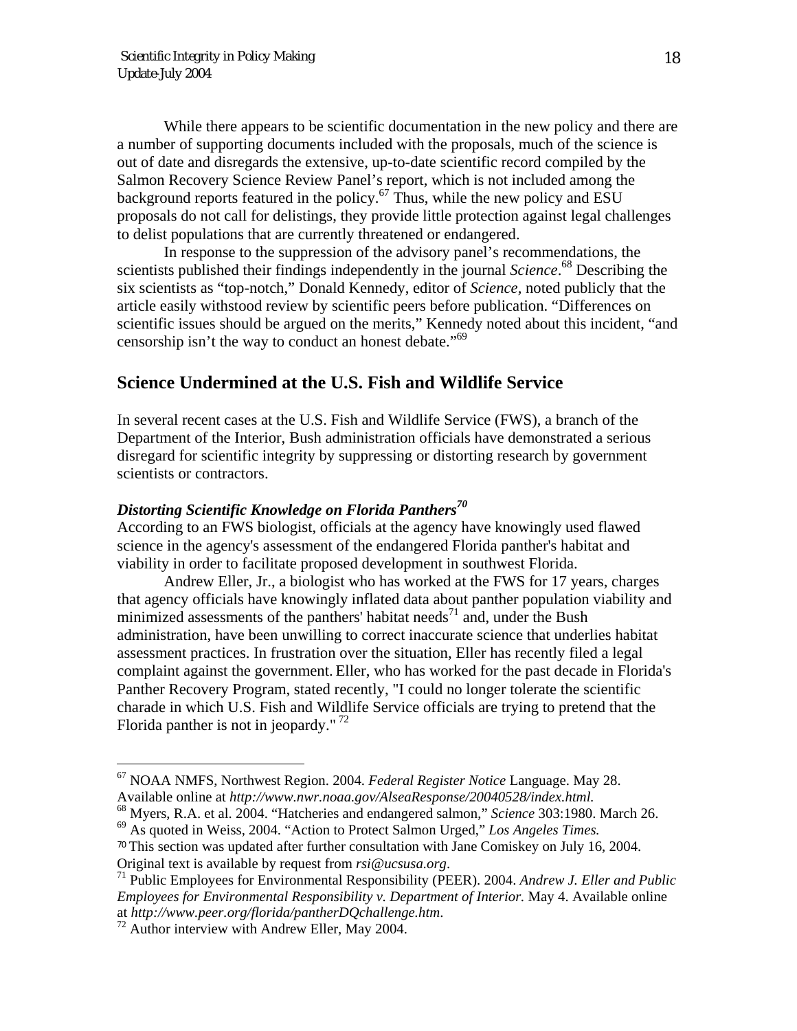While there appears to be scientific documentation in the new policy and there are a number of supporting documents included with the proposals, much of the science is out of date and disregards the extensive, up-to-date scientific record compiled by the Salmon Recovery Science Review Panel's report, which is not included among the background reports featured in the policy.[67] Thus, while the new policy and ESU proposals do not call for delistings, they provide little protection against legal challenges to delist populations that are currently threatened or endangered.

In response to the suppression of the advisory panel's recommendations, the scientists published their findings independently in the journal *Science*.[68] Describing the six scientists as "top-notch," Donald Kennedy, editor of *Science,* noted publicly that the article easily withstood review by scientific peers before publication. "Differences on scientific issues should be argued on the merits," Kennedy noted about this incident, "and censorship isn't the way to conduct an honest debate."[69]

## Science Undermined at the U.S. Fish and Wildlife Service

In several recent cases at the U.S. Fish and Wildlife Service (FWS), a branch of the Department of the Interior, Bush administration officials have demonstrated a serious disregard for scientific integrity by suppressing or distorting research by government scientists or contractors.

### *Distorting Scientific Knowledge on Florida Panthers*[70]

According to an FWS biologist, officials at the agency have knowingly used flawed science in the agency's assessment of the endangered Florida panther's habitat and viability in order to facilitate proposed development in southwest Florida.

Andrew Eller, Jr., a biologist who has worked at the FWS for 17 years, charges that agency officials have knowingly inflated data about panther population viability and minimized assessments of the panthers' habitat needs[71] and, under the Bush administration, have been unwilling to correct inaccurate science that underlies habitat assessment practices. In frustration over the situation, Eller has recently filed a legal complaint against the government. Eller, who has worked for the past decade in Florida's Panther Recovery Program, stated recently, "I could no longer tolerate the scientific charade in which U.S. Fish and Wildlife Service officials are trying to pretend that the Florida panther is not in jeopardy."[72]

---

[67] NOAA NMFS, Northwest Region. 2004. *Federal Register Notice* Language. May 28. Available online at *http://www.nwr.noaa.gov/AlseaResponse/20040528/index.html.*

[68] Myers, R.A. et al. 2004. "Hatcheries and endangered salmon," *Science* 303:1980. March 26.

[69] As quoted in Weiss, 2004. "Action to Protect Salmon Urged," *Los Angeles Times.*

[70] This section was updated after further consultation with Jane Comiskey on July 16, 2004. Original text is available by request from *rsi@ucsusa.org*.

[71] Public Employees for Environmental Responsibility (PEER). 2004. *Andrew J. Eller and Public Employees for Environmental Responsibility v. Department of Interior.* May 4. Available online at *http://www.peer.org/florida/pantherDQchallenge.htm*.

[72] Author interview with Andrew Eller, May 2004.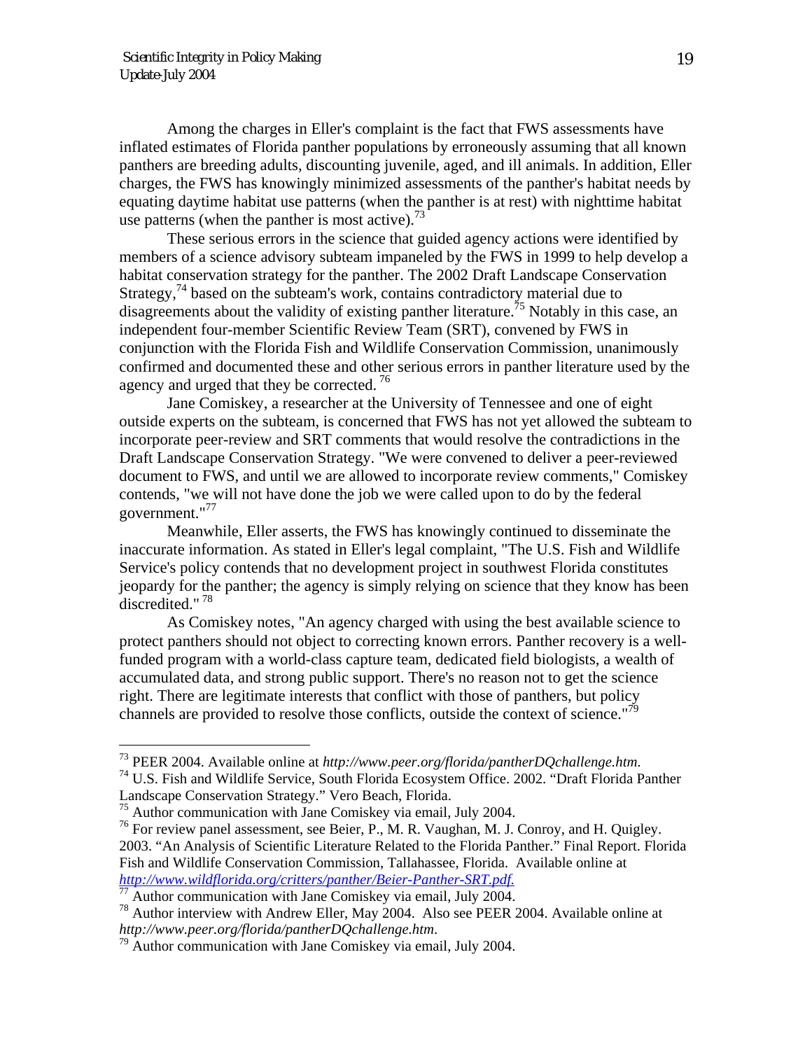Among the charges in Eller's complaint is the fact that FWS assessments have inflated estimates of Florida panther populations by erroneously assuming that all known panthers are breeding adults, discounting juvenile, aged, and ill animals. In addition, Eller charges, the FWS has knowingly minimized assessments of the panther's habitat needs by equating daytime habitat use patterns (when the panther is at rest) with nighttime habitat use patterns (when the panther is most active).[73]

These serious errors in the science that guided agency actions were identified by members of a science advisory subteam impaneled by the FWS in 1999 to help develop a habitat conservation strategy for the panther. The 2002 Draft Landscape Conservation Strategy,[74] based on the subteam's work, contains contradictory material due to disagreements about the validity of existing panther literature.[75] Notably in this case, an independent four-member Scientific Review Team (SRT), convened by FWS in conjunction with the Florida Fish and Wildlife Conservation Commission, unanimously confirmed and documented these and other serious errors in panther literature used by the agency and urged that they be corrected.[76]

Jane Comiskey, a researcher at the University of Tennessee and one of eight outside experts on the subteam, is concerned that FWS has not yet allowed the subteam to incorporate peer-review and SRT comments that would resolve the contradictions in the Draft Landscape Conservation Strategy. "We were convened to deliver a peer-reviewed document to FWS, and until we are allowed to incorporate review comments," Comiskey contends, "we will not have done the job we were called upon to do by the federal government."[77]

Meanwhile, Eller asserts, the FWS has knowingly continued to disseminate the inaccurate information. As stated in Eller's legal complaint, "The U.S. Fish and Wildlife Service's policy contends that no development project in southwest Florida constitutes jeopardy for the panther; the agency is simply relying on science that they know has been discredited."[78]

As Comiskey notes, "An agency charged with using the best available science to protect panthers should not object to correcting known errors. Panther recovery is a well-funded program with a world-class capture team, dedicated field biologists, a wealth of accumulated data, and strong public support. There's no reason not to get the science right. There are legitimate interests that conflict with those of panthers, but policy channels are provided to resolve those conflicts, outside the context of science."[79]

---

[73] PEER 2004. Available online at *http://www.peer.org/florida/pantherDQchallenge.htm*.

[74] U.S. Fish and Wildlife Service, South Florida Ecosystem Office. 2002. "Draft Florida Panther Landscape Conservation Strategy." Vero Beach, Florida.

[75] Author communication with Jane Comiskey via email, July 2004.

[76] For review panel assessment, see Beier, P., M. R. Vaughan, M. J. Conroy, and H. Quigley. 2003. "An Analysis of Scientific Literature Related to the Florida Panther." Final Report. Florida Fish and Wildlife Conservation Commission, Tallahassee, Florida. Available online at *http://www.wildflorida.org/critters/panther/Beier-Panther-SRT.pdf.*

[77] Author communication with Jane Comiskey via email, July 2004.

[78] Author interview with Andrew Eller, May 2004. Also see PEER 2004. Available online at *http://www.peer.org/florida/pantherDQchallenge.htm*.

[79] Author communication with Jane Comiskey via email, July 2004.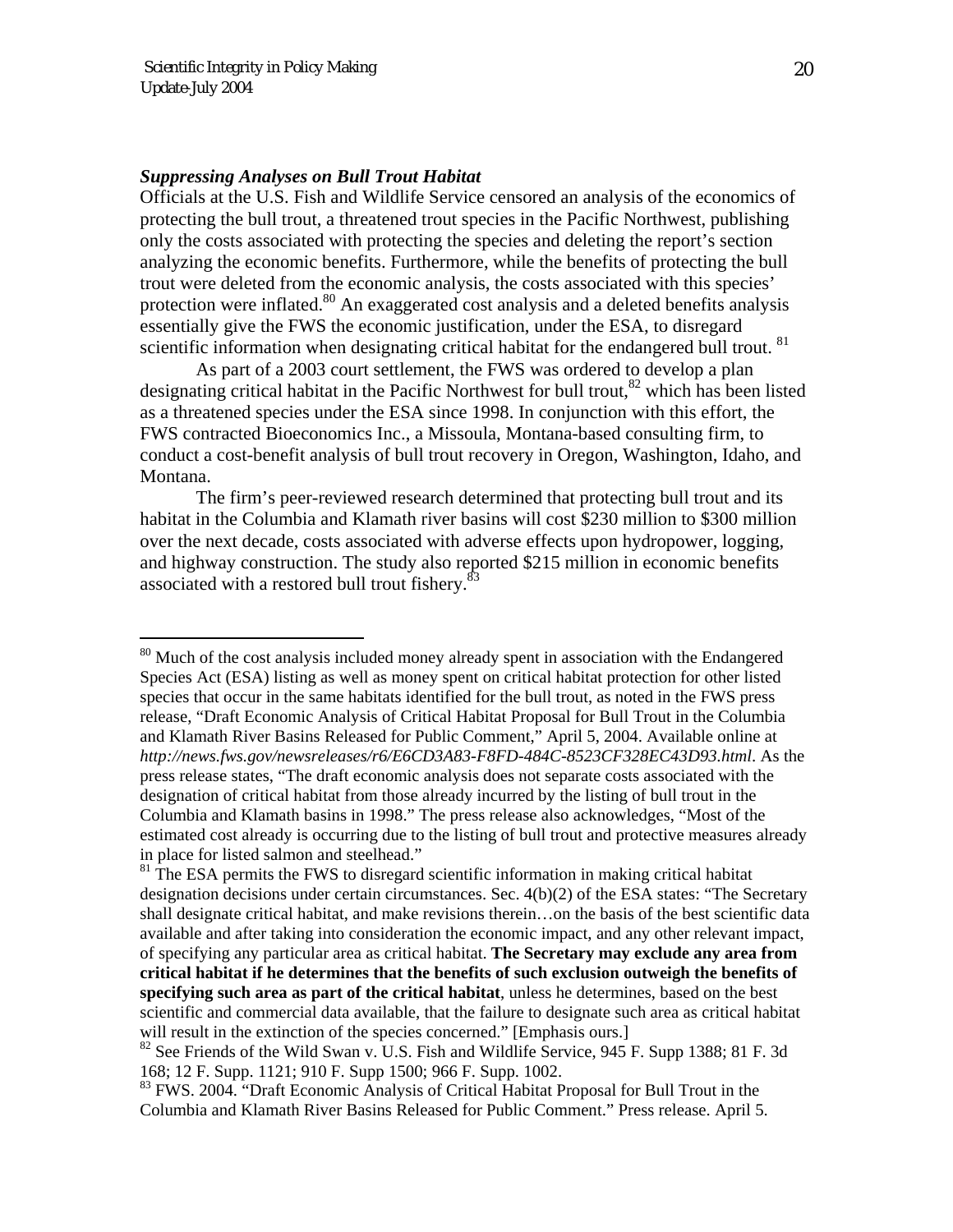### *Suppressing Analyses on Bull Trout Habitat*

Officials at the U.S. Fish and Wildlife Service censored an analysis of the economics of protecting the bull trout, a threatened trout species in the Pacific Northwest, publishing only the costs associated with protecting the species and deleting the report's section analyzing the economic benefits. Furthermore, while the benefits of protecting the bull trout were deleted from the economic analysis, the costs associated with this species' protection were inflated.[80] An exaggerated cost analysis and a deleted benefits analysis essentially give the FWS the economic justification, under the ESA, to disregard scientific information when designating critical habitat for the endangered bull trout.[81]

As part of a 2003 court settlement, the FWS was ordered to develop a plan designating critical habitat in the Pacific Northwest for bull trout,[82] which has been listed as a threatened species under the ESA since 1998. In conjunction with this effort, the FWS contracted Bioeconomics Inc., a Missoula, Montana-based consulting firm, to conduct a cost-benefit analysis of bull trout recovery in Oregon, Washington, Idaho, and Montana.

The firm's peer-reviewed research determined that protecting bull trout and its habitat in the Columbia and Klamath river basins will cost \$230 million to \$300 million over the next decade, costs associated with adverse effects upon hydropower, logging, and highway construction. The study also reported \$215 million in economic benefits associated with a restored bull trout fishery.[83]

---

[80] Much of the cost analysis included money already spent in association with the Endangered Species Act (ESA) listing as well as money spent on critical habitat protection for other listed species that occur in the same habitats identified for the bull trout, as noted in the FWS press release, "Draft Economic Analysis of Critical Habitat Proposal for Bull Trout in the Columbia and Klamath River Basins Released for Public Comment," April 5, 2004. Available online at *http://news.fws.gov/newsreleases/r6/E6CD3A83-F8FD-484C-8523CF328EC43D93.html*. As the press release states, "The draft economic analysis does not separate costs associated with the designation of critical habitat from those already incurred by the listing of bull trout in the Columbia and Klamath basins in 1998." The press release also acknowledges, "Most of the estimated cost already is occurring due to the listing of bull trout and protective measures already in place for listed salmon and steelhead."

[81] The ESA permits the FWS to disregard scientific information in making critical habitat designation decisions under certain circumstances. Sec. 4(b)(2) of the ESA states: "The Secretary shall designate critical habitat, and make revisions therein…on the basis of the best scientific data available and after taking into consideration the economic impact, and any other relevant impact, of specifying any particular area as critical habitat. **The Secretary may exclude any area from critical habitat if he determines that the benefits of such exclusion outweigh the benefits of specifying such area as part of the critical habitat**, unless he determines, based on the best scientific and commercial data available, that the failure to designate such area as critical habitat will result in the extinction of the species concerned." [Emphasis ours.]

[82] See Friends of the Wild Swan v. U.S. Fish and Wildlife Service, 945 F. Supp 1388; 81 F. 3d 168; 12 F. Supp. 1121; 910 F. Supp 1500; 966 F. Supp. 1002.

[83] FWS. 2004. "Draft Economic Analysis of Critical Habitat Proposal for Bull Trout in the Columbia and Klamath River Basins Released for Public Comment." Press release. April 5.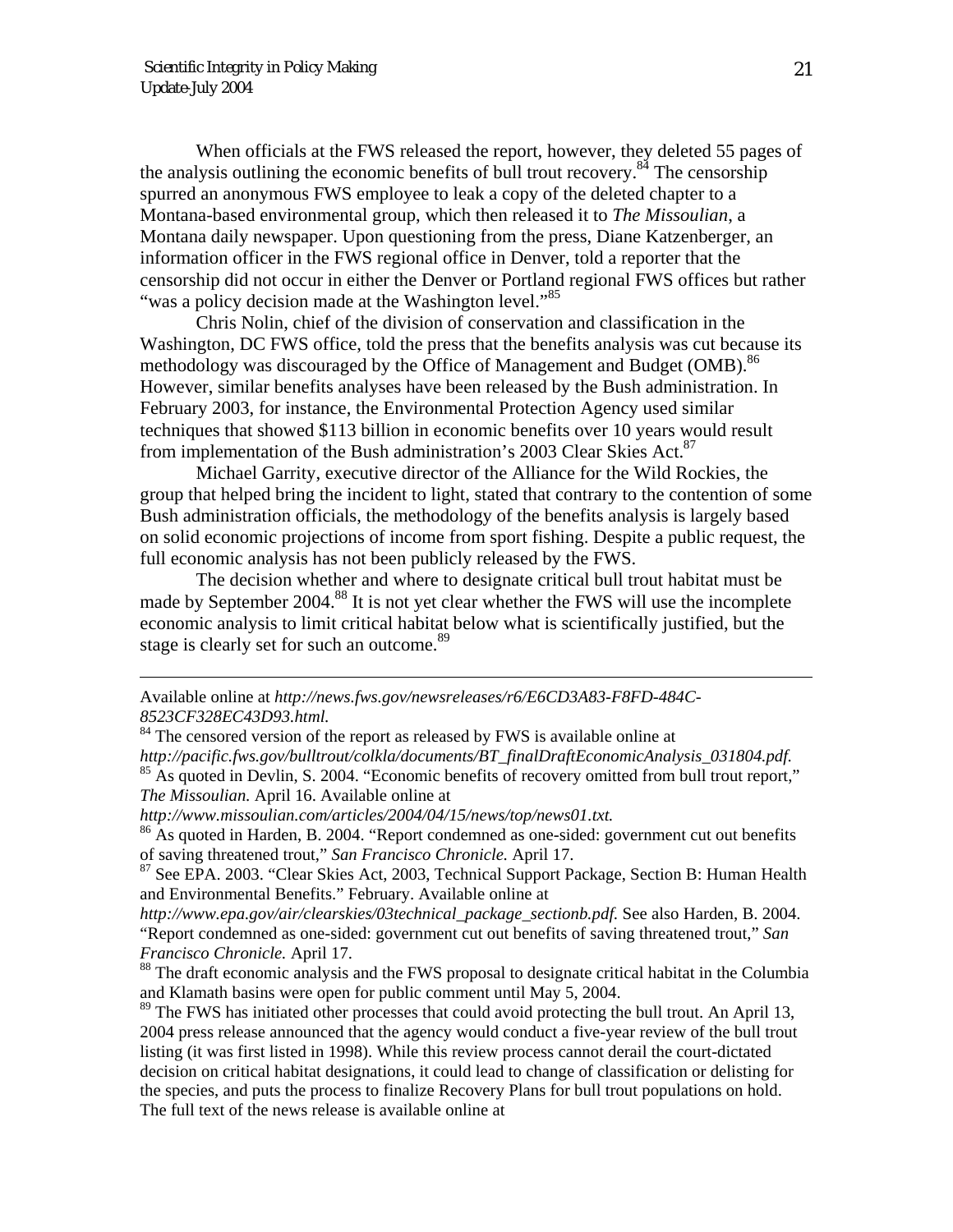When officials at the FWS released the report, however, they deleted 55 pages of the analysis outlining the economic benefits of bull trout recovery.[84] The censorship spurred an anonymous FWS employee to leak a copy of the deleted chapter to a Montana-based environmental group, which then released it to *The Missoulian*, a Montana daily newspaper. Upon questioning from the press, Diane Katzenberger, an information officer in the FWS regional office in Denver, told a reporter that the censorship did not occur in either the Denver or Portland regional FWS offices but rather "was a policy decision made at the Washington level."[85]

Chris Nolin, chief of the division of conservation and classification in the Washington, DC FWS office, told the press that the benefits analysis was cut because its methodology was discouraged by the Office of Management and Budget (OMB).[86] However, similar benefits analyses have been released by the Bush administration. In February 2003, for instance, the Environmental Protection Agency used similar techniques that showed $113 billion in economic benefits over 10 years would result from implementation of the Bush administration's 2003 Clear Skies Act.[87]

Michael Garrity, executive director of the Alliance for the Wild Rockies, the group that helped bring the incident to light, stated that contrary to the contention of some Bush administration officials, the methodology of the benefits analysis is largely based on solid economic projections of income from sport fishing. Despite a public request, the full economic analysis has not been publicly released by the FWS.

The decision whether and where to designate critical bull trout habitat must be made by September 2004.[88] It is not yet clear whether the FWS will use the incomplete economic analysis to limit critical habitat below what is scientifically justified, but the stage is clearly set for such an outcome.[89]

---

Available online at *http://news.fws.gov/newsreleases/r6/E6CD3A83-F8FD-484C-8523CF328EC43D93.html.*

[84] The censored version of the report as released by FWS is available online at *http://pacific.fws.gov/bulltrout/colkla/documents/BT_finalDraftEconomicAnalysis_031804.pdf.*

[85] As quoted in Devlin, S. 2004. "Economic benefits of recovery omitted from bull trout report," *The Missoulian.* April 16. Available online at *http://www.missoulian.com/articles/2004/04/15/news/top/news01.txt.*

[86] As quoted in Harden, B. 2004. "Report condemned as one-sided: government cut out benefits of saving threatened trout," *San Francisco Chronicle.* April 17.

[87] See EPA. 2003. "Clear Skies Act, 2003, Technical Support Package, Section B: Human Health and Environmental Benefits." February. Available online at *http://www.epa.gov/air/clearskies/03technical_package_sectionb.pdf.* See also Harden, B. 2004. "Report condemned as one-sided: government cut out benefits of saving threatened trout," *San Francisco Chronicle.* April 17.

[88] The draft economic analysis and the FWS proposal to designate critical habitat in the Columbia and Klamath basins were open for public comment until May 5, 2004.

[89] The FWS has initiated other processes that could avoid protecting the bull trout. An April 13, 2004 press release announced that the agency would conduct a five-year review of the bull trout listing (it was first listed in 1998). While this review process cannot derail the court-dictated decision on critical habitat designations, it could lead to change of classification or delisting for the species, and puts the process to finalize Recovery Plans for bull trout populations on hold. The full text of the news release is available online at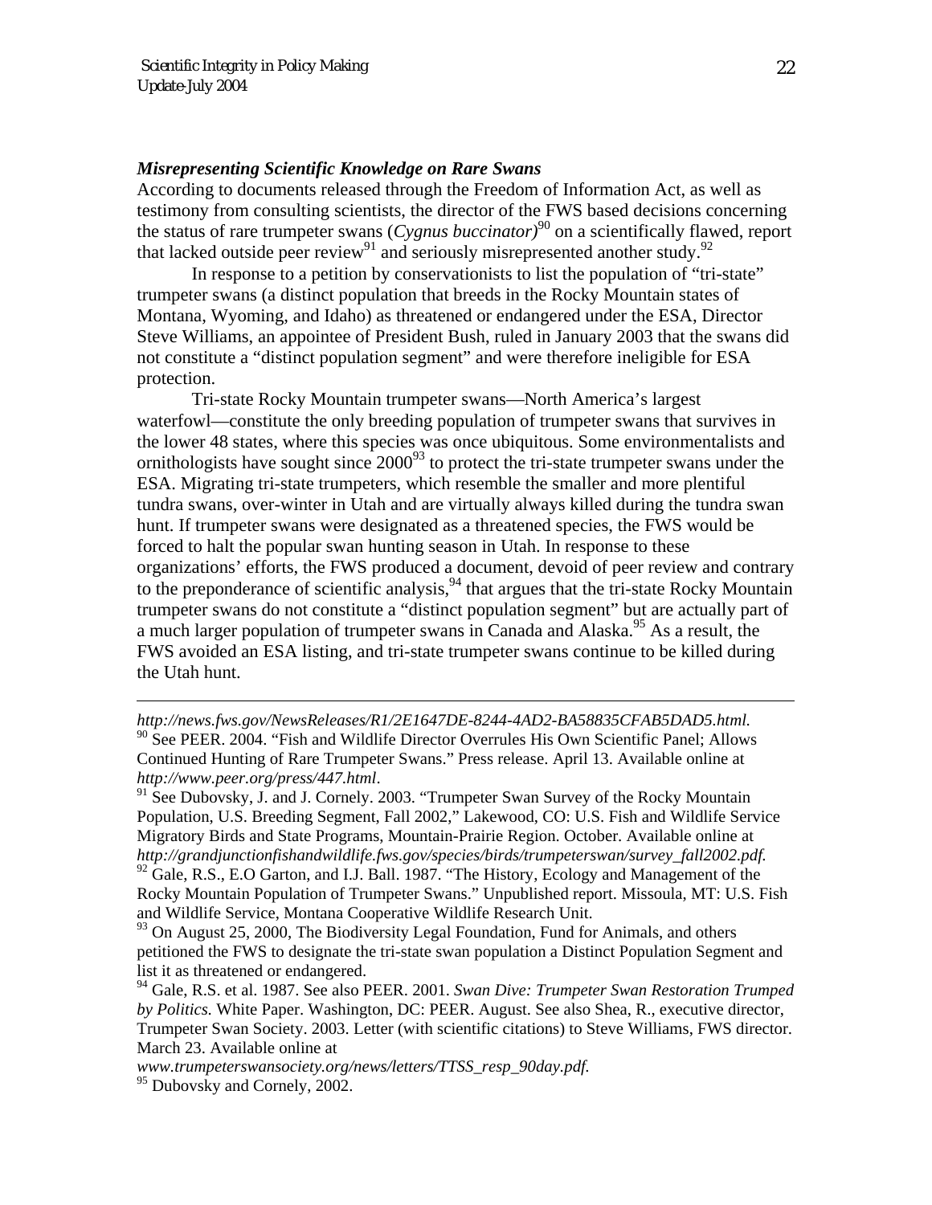### *Misrepresenting Scientific Knowledge on Rare Swans*

According to documents released through the Freedom of Information Act, as well as testimony from consulting scientists, the director of the FWS based decisions concerning the status of rare trumpeter swans (*Cygnus buccinator)*[90] on a scientifically flawed, report that lacked outside peer review[91] and seriously misrepresented another study.[92]

In response to a petition by conservationists to list the population of "tri-state" trumpeter swans (a distinct population that breeds in the Rocky Mountain states of Montana, Wyoming, and Idaho) as threatened or endangered under the ESA, Director Steve Williams, an appointee of President Bush, ruled in January 2003 that the swans did not constitute a "distinct population segment" and were therefore ineligible for ESA protection.

Tri-state Rocky Mountain trumpeter swans—North America's largest waterfowl—constitute the only breeding population of trumpeter swans that survives in the lower 48 states, where this species was once ubiquitous. Some environmentalists and ornithologists have sought since 2000[93] to protect the tri-state trumpeter swans under the ESA. Migrating tri-state trumpeters, which resemble the smaller and more plentiful tundra swans, over-winter in Utah and are virtually always killed during the tundra swan hunt. If trumpeter swans were designated as a threatened species, the FWS would be forced to halt the popular swan hunting season in Utah. In response to these organizations' efforts, the FWS produced a document, devoid of peer review and contrary to the preponderance of scientific analysis,[94] that argues that the tri-state Rocky Mountain trumpeter swans do not constitute a "distinct population segment" but are actually part of a much larger population of trumpeter swans in Canada and Alaska.[95] As a result, the FWS avoided an ESA listing, and tri-state trumpeter swans continue to be killed during the Utah hunt.

---

*http://news.fws.gov/NewsReleases/R1/2E1647DE-8244-4AD2-BA58835CFAB5DAD5.html.*

[90] See PEER. 2004. "Fish and Wildlife Director Overrules His Own Scientific Panel; Allows Continued Hunting of Rare Trumpeter Swans." Press release. April 13. Available online at *http://www.peer.org/press/447.html*.

[91] See Dubovsky, J. and J. Cornely. 2003. "Trumpeter Swan Survey of the Rocky Mountain Population, U.S. Breeding Segment, Fall 2002," Lakewood, CO: U.S. Fish and Wildlife Service Migratory Birds and State Programs, Mountain-Prairie Region. October. Available online at *http://grandjunctionfishandwildlife.fws.gov/species/birds/trumpeterswan/survey_fall2002.pdf.*

[92] Gale, R.S., E.O Garton, and I.J. Ball. 1987. "The History, Ecology and Management of the Rocky Mountain Population of Trumpeter Swans." Unpublished report. Missoula, MT: U.S. Fish and Wildlife Service, Montana Cooperative Wildlife Research Unit.

[93] On August 25, 2000, The Biodiversity Legal Foundation, Fund for Animals, and others petitioned the FWS to designate the tri-state swan population a Distinct Population Segment and list it as threatened or endangered.

[94] Gale, R.S. et al. 1987. See also PEER. 2001. *Swan Dive: Trumpeter Swan Restoration Trumped by Politics.* White Paper. Washington, DC: PEER. August. See also Shea, R., executive director, Trumpeter Swan Society. 2003. Letter (with scientific citations) to Steve Williams, FWS director. March 23. Available online at *www.trumpeterswansociety.org/news/letters/TTSS_resp_90day.pdf.*

[95] Dubovsky and Cornely, 2002.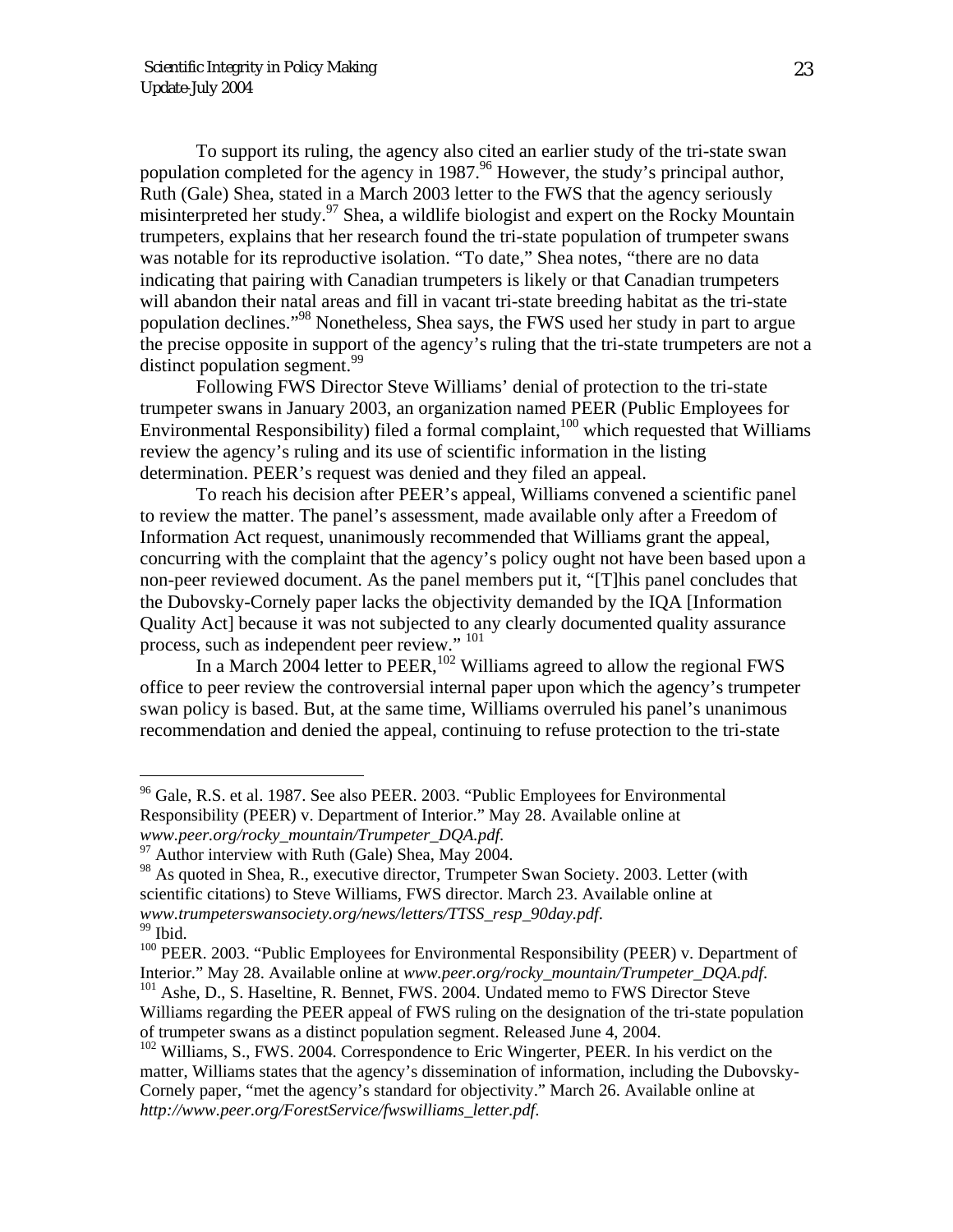To support its ruling, the agency also cited an earlier study of the tri-state swan population completed for the agency in 1987.[96] However, the study's principal author, Ruth (Gale) Shea, stated in a March 2003 letter to the FWS that the agency seriously misinterpreted her study.[97] Shea, a wildlife biologist and expert on the Rocky Mountain trumpeters, explains that her research found the tri-state population of trumpeter swans was notable for its reproductive isolation. "To date," Shea notes, "there are no data indicating that pairing with Canadian trumpeters is likely or that Canadian trumpeters will abandon their natal areas and fill in vacant tri-state breeding habitat as the tri-state population declines."[98] Nonetheless, Shea says, the FWS used her study in part to argue the precise opposite in support of the agency's ruling that the tri-state trumpeters are not a distinct population segment.[99]

Following FWS Director Steve Williams' denial of protection to the tri-state trumpeter swans in January 2003, an organization named PEER (Public Employees for Environmental Responsibility) filed a formal complaint,[100] which requested that Williams review the agency's ruling and its use of scientific information in the listing determination. PEER's request was denied and they filed an appeal.

To reach his decision after PEER's appeal, Williams convened a scientific panel to review the matter. The panel's assessment, made available only after a Freedom of Information Act request, unanimously recommended that Williams grant the appeal, concurring with the complaint that the agency's policy ought not have been based upon a non-peer reviewed document. As the panel members put it, "[T]his panel concludes that the Dubovsky-Cornely paper lacks the objectivity demanded by the IQA [Information Quality Act] because it was not subjected to any clearly documented quality assurance process, such as independent peer review." [101]

In a March 2004 letter to PEER,[102] Williams agreed to allow the regional FWS office to peer review the controversial internal paper upon which the agency's trumpeter swan policy is based. But, at the same time, Williams overruled his panel's unanimous recommendation and denied the appeal, continuing to refuse protection to the tri-state

---

[96] Gale, R.S. et al. 1987. See also PEER. 2003. "Public Employees for Environmental Responsibility (PEER) v. Department of Interior." May 28. Available online at *www.peer.org/rocky_mountain/Trumpeter_DQA.pdf.*

[97] Author interview with Ruth (Gale) Shea, May 2004.

[98] As quoted in Shea, R., executive director, Trumpeter Swan Society. 2003. Letter (with scientific citations) to Steve Williams, FWS director. March 23. Available online at *www.trumpeterswansociety.org/news/letters/TTSS_resp_90day.pdf.*

[99] Ibid.

[100] PEER. 2003. "Public Employees for Environmental Responsibility (PEER) v. Department of Interior." May 28. Available online at *www.peer.org/rocky_mountain/Trumpeter_DQA.pdf.*

[101] Ashe, D., S. Haseltine, R. Bennet, FWS. 2004. Undated memo to FWS Director Steve Williams regarding the PEER appeal of FWS ruling on the designation of the tri-state population of trumpeter swans as a distinct population segment. Released June 4, 2004.

[102] Williams, S., FWS. 2004. Correspondence to Eric Wingerter, PEER. In his verdict on the matter, Williams states that the agency's dissemination of information, including the Dubovsky-Cornely paper, "met the agency's standard for objectivity." March 26. Available online at *http://www.peer.org/ForestService/fwswilliams_letter.pdf.*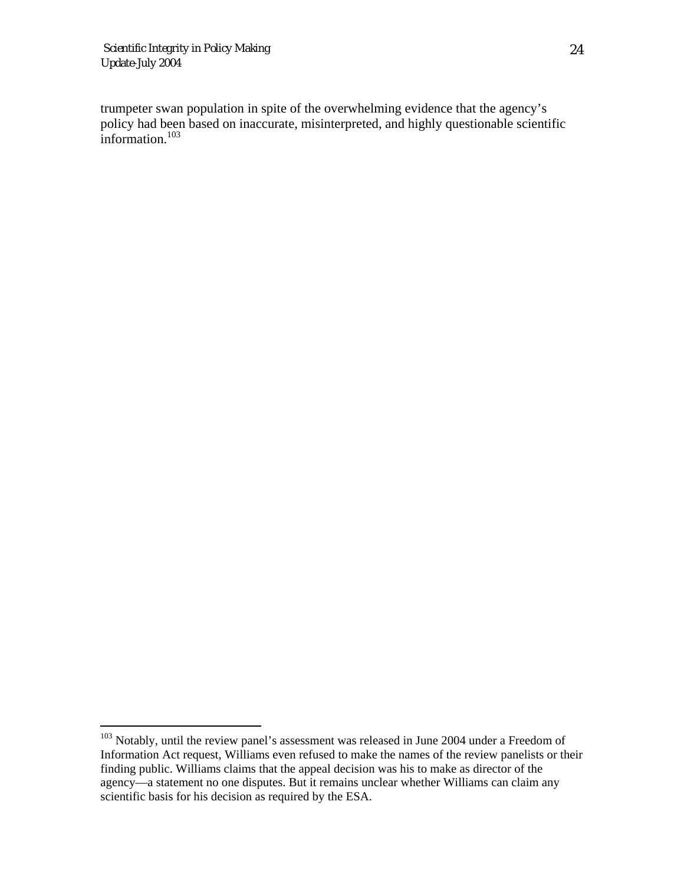trumpeter swan population in spite of the overwhelming evidence that the agency's policy had been based on inaccurate, misinterpreted, and highly questionable scientific information.[103]

[103] Notably, until the review panel's assessment was released in June 2004 under a Freedom of Information Act request, Williams even refused to make the names of the review panelists or their finding public. Williams claims that the appeal decision was his to make as director of the agency—a statement no one disputes. But it remains unclear whether Williams can claim any scientific basis for his decision as required by the ESA.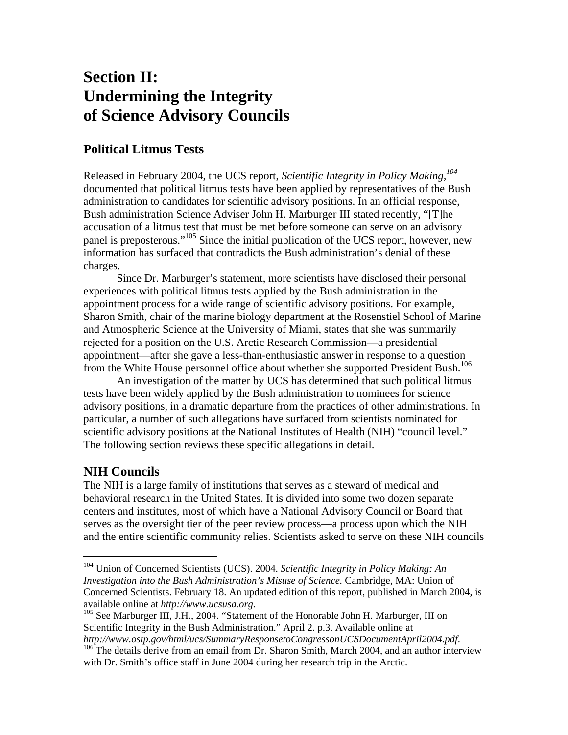# Section II: Undermining the Integrity of Science Advisory Councils

## Political Litmus Tests

Released in February 2004, the UCS report, *Scientific Integrity in Policy Making*,[104] documented that political litmus tests have been applied by representatives of the Bush administration to candidates for scientific advisory positions. In an official response, Bush administration Science Adviser John H. Marburger III stated recently, "[T]he accusation of a litmus test that must be met before someone can serve on an advisory panel is preposterous."[105] Since the initial publication of the UCS report, however, new information has surfaced that contradicts the Bush administration's denial of these charges.

Since Dr. Marburger's statement, more scientists have disclosed their personal experiences with political litmus tests applied by the Bush administration in the appointment process for a wide range of scientific advisory positions. For example, Sharon Smith, chair of the marine biology department at the Rosenstiel School of Marine and Atmospheric Science at the University of Miami, states that she was summarily rejected for a position on the U.S. Arctic Research Commission—a presidential appointment—after she gave a less-than-enthusiastic answer in response to a question from the White House personnel office about whether she supported President Bush.[106]

An investigation of the matter by UCS has determined that such political litmus tests have been widely applied by the Bush administration to nominees for science advisory positions, in a dramatic departure from the practices of other administrations. In particular, a number of such allegations have surfaced from scientists nominated for scientific advisory positions at the National Institutes of Health (NIH) "council level." The following section reviews these specific allegations in detail.

## NIH Councils

The NIH is a large family of institutions that serves as a steward of medical and behavioral research in the United States. It is divided into some two dozen separate centers and institutes, most of which have a National Advisory Council or Board that serves as the oversight tier of the peer review process—a process upon which the NIH and the entire scientific community relies. Scientists asked to serve on these NIH councils

---

[104] Union of Concerned Scientists (UCS). 2004. *Scientific Integrity in Policy Making: An Investigation into the Bush Administration's Misuse of Science.* Cambridge, MA: Union of Concerned Scientists. February 18. An updated edition of this report, published in March 2004, is available online at *http://www.ucsusa.org.*

[105] See Marburger III, J.H., 2004. "Statement of the Honorable John H. Marburger, III on Scientific Integrity in the Bush Administration." April 2. p.3. Available online at *http://www.ostp.gov/html/ucs/SummaryResponsetoCongressonUCSDocumentApril2004.pdf*.

[106] The details derive from an email from Dr. Sharon Smith, March 2004, and an author interview with Dr. Smith's office staff in June 2004 during her research trip in the Arctic.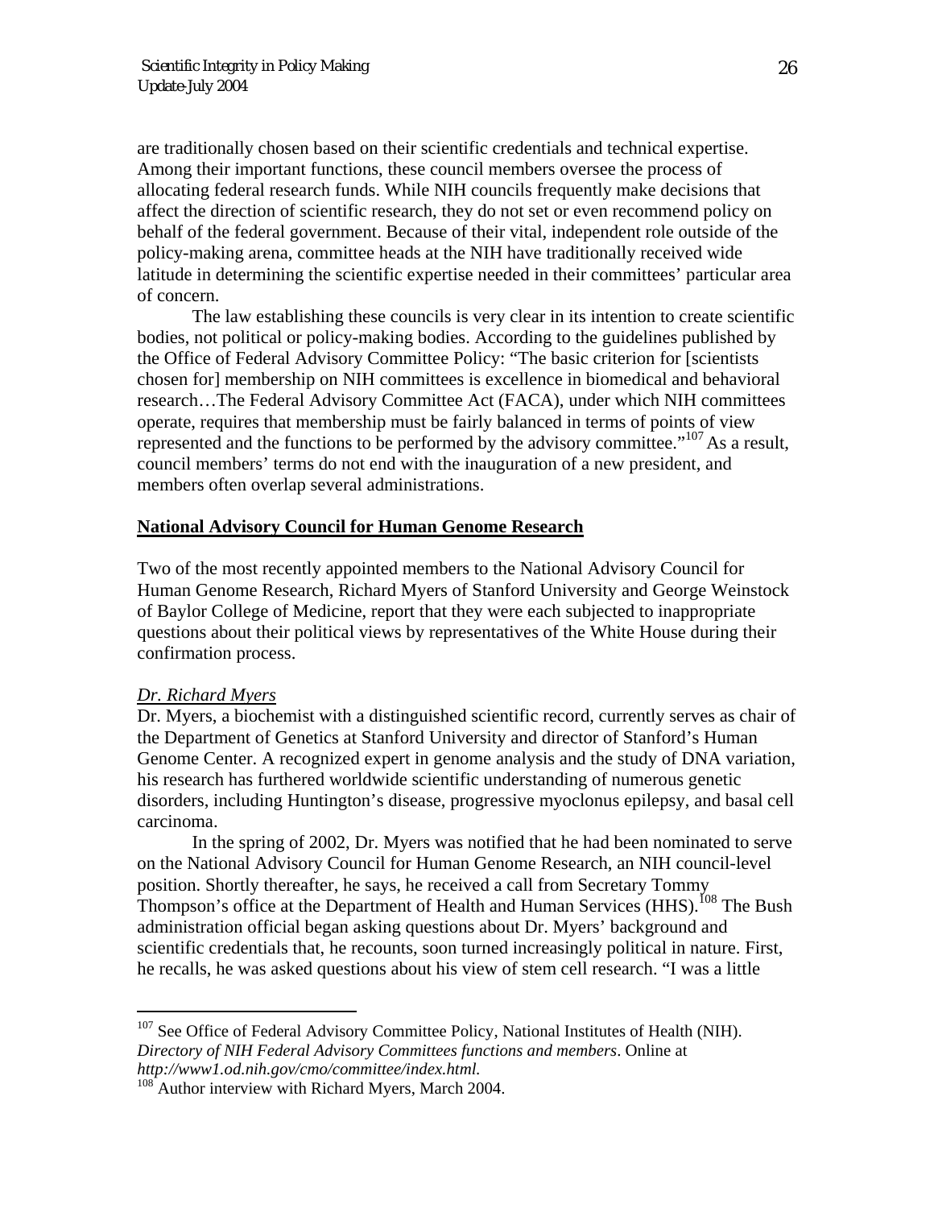are traditionally chosen based on their scientific credentials and technical expertise. Among their important functions, these council members oversee the process of allocating federal research funds. While NIH councils frequently make decisions that affect the direction of scientific research, they do not set or even recommend policy on behalf of the federal government. Because of their vital, independent role outside of the policy-making arena, committee heads at the NIH have traditionally received wide latitude in determining the scientific expertise needed in their committees' particular area of concern.

The law establishing these councils is very clear in its intention to create scientific bodies, not political or policy-making bodies. According to the guidelines published by the Office of Federal Advisory Committee Policy: "The basic criterion for [scientists chosen for] membership on NIH committees is excellence in biomedical and behavioral research…The Federal Advisory Committee Act (FACA), under which NIH committees operate, requires that membership must be fairly balanced in terms of points of view represented and the functions to be performed by the advisory committee."[107] As a result, council members' terms do not end with the inauguration of a new president, and members often overlap several administrations.

**National Advisory Council for Human Genome Research**

Two of the most recently appointed members to the National Advisory Council for Human Genome Research, Richard Myers of Stanford University and George Weinstock of Baylor College of Medicine, report that they were each subjected to inappropriate questions about their political views by representatives of the White House during their confirmation process.

*Dr. Richard Myers*

Dr. Myers, a biochemist with a distinguished scientific record, currently serves as chair of the Department of Genetics at Stanford University and director of Stanford's Human Genome Center. A recognized expert in genome analysis and the study of DNA variation, his research has furthered worldwide scientific understanding of numerous genetic disorders, including Huntington's disease, progressive myoclonus epilepsy, and basal cell carcinoma.

In the spring of 2002, Dr. Myers was notified that he had been nominated to serve on the National Advisory Council for Human Genome Research, an NIH council-level position. Shortly thereafter, he says, he received a call from Secretary Tommy Thompson's office at the Department of Health and Human Services (HHS).[108] The Bush administration official began asking questions about Dr. Myers' background and scientific credentials that, he recounts, soon turned increasingly political in nature. First, he recalls, he was asked questions about his view of stem cell research. "I was a little

---

[107] See Office of Federal Advisory Committee Policy, National Institutes of Health (NIH). *Directory of NIH Federal Advisory Committees functions and members*. Online at *http://www1.od.nih.gov/cmo/committee/index.html.*

[108] Author interview with Richard Myers, March 2004.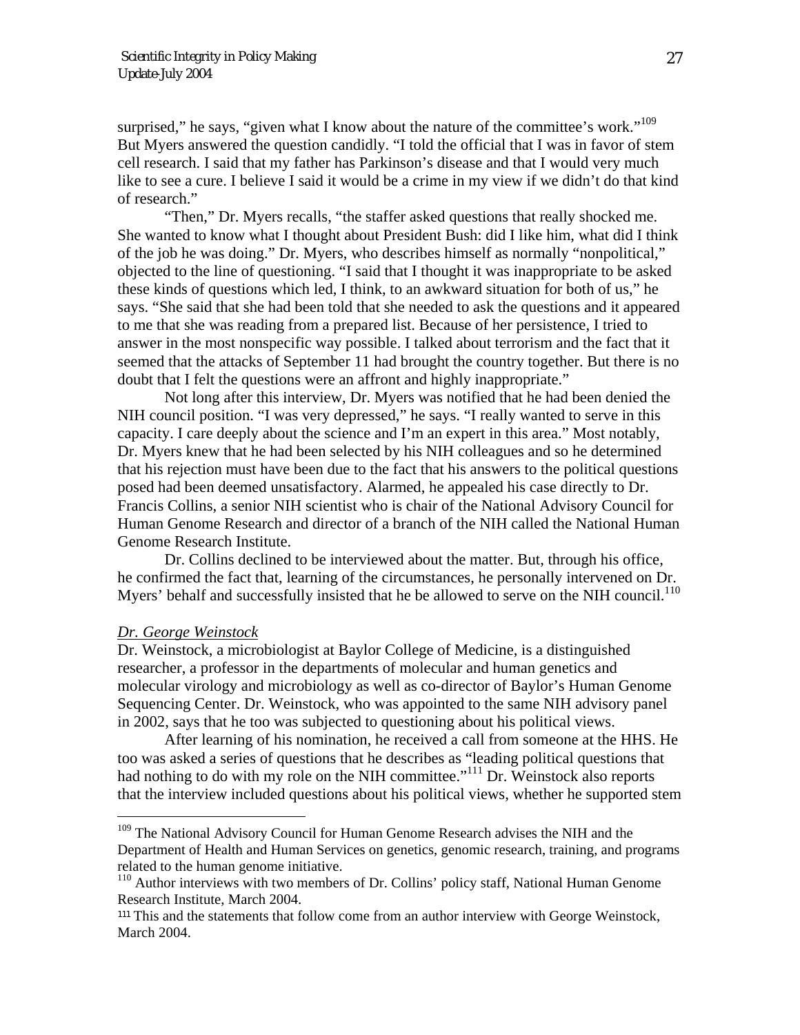surprised," he says, "given what I know about the nature of the committee's work."[109] But Myers answered the question candidly. "I told the official that I was in favor of stem cell research. I said that my father has Parkinson's disease and that I would very much like to see a cure. I believe I said it would be a crime in my view if we didn't do that kind of research."

"Then," Dr. Myers recalls, "the staffer asked questions that really shocked me. She wanted to know what I thought about President Bush: did I like him, what did I think of the job he was doing." Dr. Myers, who describes himself as normally "nonpolitical," objected to the line of questioning. "I said that I thought it was inappropriate to be asked these kinds of questions which led, I think, to an awkward situation for both of us," he says. "She said that she had been told that she needed to ask the questions and it appeared to me that she was reading from a prepared list. Because of her persistence, I tried to answer in the most nonspecific way possible. I talked about terrorism and the fact that it seemed that the attacks of September 11 had brought the country together. But there is no doubt that I felt the questions were an affront and highly inappropriate."

Not long after this interview, Dr. Myers was notified that he had been denied the NIH council position. "I was very depressed," he says. "I really wanted to serve in this capacity. I care deeply about the science and I'm an expert in this area." Most notably, Dr. Myers knew that he had been selected by his NIH colleagues and so he determined that his rejection must have been due to the fact that his answers to the political questions posed had been deemed unsatisfactory. Alarmed, he appealed his case directly to Dr. Francis Collins, a senior NIH scientist who is chair of the National Advisory Council for Human Genome Research and director of a branch of the NIH called the National Human Genome Research Institute.

Dr. Collins declined to be interviewed about the matter. But, through his office, he confirmed the fact that, learning of the circumstances, he personally intervened on Dr. Myers' behalf and successfully insisted that he be allowed to serve on the NIH council.[110]

*Dr. George Weinstock*

Dr. Weinstock, a microbiologist at Baylor College of Medicine, is a distinguished researcher, a professor in the departments of molecular and human genetics and molecular virology and microbiology as well as co-director of Baylor's Human Genome Sequencing Center. Dr. Weinstock, who was appointed to the same NIH advisory panel in 2002, says that he too was subjected to questioning about his political views.

After learning of his nomination, he received a call from someone at the HHS. He too was asked a series of questions that he describes as "leading political questions that had nothing to do with my role on the NIH committee."[111] Dr. Weinstock also reports that the interview included questions about his political views, whether he supported stem

---

[109] The National Advisory Council for Human Genome Research advises the NIH and the Department of Health and Human Services on genetics, genomic research, training, and programs related to the human genome initiative.

[110] Author interviews with two members of Dr. Collins' policy staff, National Human Genome Research Institute, March 2004.

[111] This and the statements that follow come from an author interview with George Weinstock, March 2004.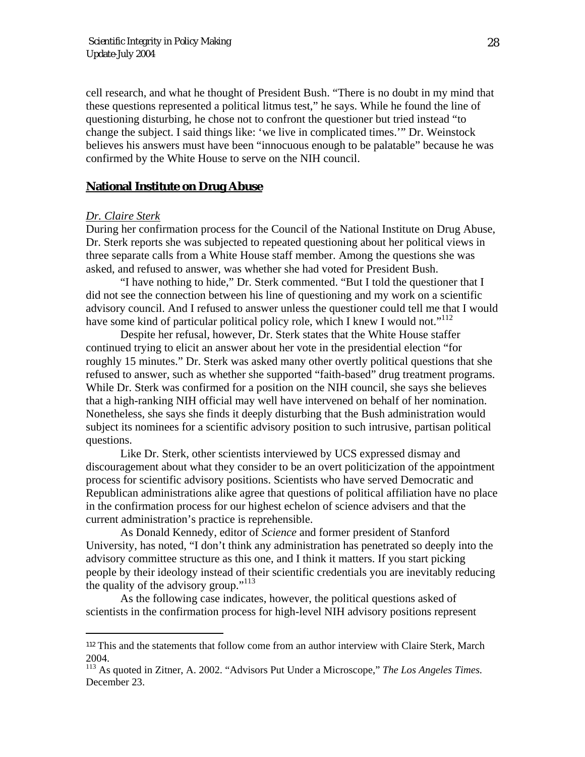cell research, and what he thought of President Bush. "There is no doubt in my mind that these questions represented a political litmus test," he says. While he found the line of questioning disturbing, he chose not to confront the questioner but tried instead "to change the subject. I said things like: 'we live in complicated times.'" Dr. Weinstock believes his answers must have been "innocuous enough to be palatable" because he was confirmed by the White House to serve on the NIH council.

## National Institute on Drug Abuse

*Dr. Claire Sterk*

During her confirmation process for the Council of the National Institute on Drug Abuse, Dr. Sterk reports she was subjected to repeated questioning about her political views in three separate calls from a White House staff member. Among the questions she was asked, and refused to answer, was whether she had voted for President Bush.

"I have nothing to hide," Dr. Sterk commented. "But I told the questioner that I did not see the connection between his line of questioning and my work on a scientific advisory council. And I refused to answer unless the questioner could tell me that I would have some kind of particular political policy role, which I knew I would not."[112]

Despite her refusal, however, Dr. Sterk states that the White House staffer continued trying to elicit an answer about her vote in the presidential election "for roughly 15 minutes." Dr. Sterk was asked many other overtly political questions that she refused to answer, such as whether she supported "faith-based" drug treatment programs. While Dr. Sterk was confirmed for a position on the NIH council, she says she believes that a high-ranking NIH official may well have intervened on behalf of her nomination. Nonetheless, she says she finds it deeply disturbing that the Bush administration would subject its nominees for a scientific advisory position to such intrusive, partisan political questions.

Like Dr. Sterk, other scientists interviewed by UCS expressed dismay and discouragement about what they consider to be an overt politicization of the appointment process for scientific advisory positions. Scientists who have served Democratic and Republican administrations alike agree that questions of political affiliation have no place in the confirmation process for our highest echelon of science advisers and that the current administration's practice is reprehensible.

As Donald Kennedy, editor of *Science* and former president of Stanford University, has noted, "I don't think any administration has penetrated so deeply into the advisory committee structure as this one, and I think it matters. If you start picking people by their ideology instead of their scientific credentials you are inevitably reducing the quality of the advisory group."[113]

As the following case indicates, however, the political questions asked of scientists in the confirmation process for high-level NIH advisory positions represent

---

[112] This and the statements that follow come from an author interview with Claire Sterk, March 2004.

[113] As quoted in Zitner, A. 2002. "Advisors Put Under a Microscope," *The Los Angeles Times*. December 23.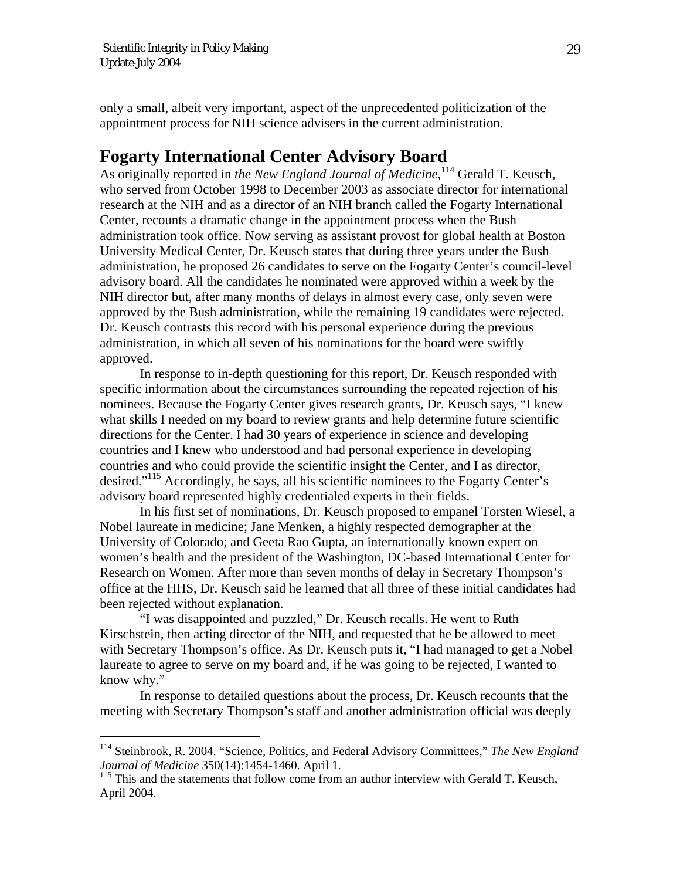only a small, albeit very important, aspect of the unprecedented politicization of the appointment process for NIH science advisers in the current administration.

## Fogarty International Center Advisory Board

As originally reported in *the New England Journal of Medicine*,[114] Gerald T. Keusch, who served from October 1998 to December 2003 as associate director for international research at the NIH and as a director of an NIH branch called the Fogarty International Center, recounts a dramatic change in the appointment process when the Bush administration took office. Now serving as assistant provost for global health at Boston University Medical Center, Dr. Keusch states that during three years under the Bush administration, he proposed 26 candidates to serve on the Fogarty Center's council-level advisory board. All the candidates he nominated were approved within a week by the NIH director but, after many months of delays in almost every case, only seven were approved by the Bush administration, while the remaining 19 candidates were rejected. Dr. Keusch contrasts this record with his personal experience during the previous administration, in which all seven of his nominations for the board were swiftly approved.

In response to in-depth questioning for this report, Dr. Keusch responded with specific information about the circumstances surrounding the repeated rejection of his nominees. Because the Fogarty Center gives research grants, Dr. Keusch says, "I knew what skills I needed on my board to review grants and help determine future scientific directions for the Center. I had 30 years of experience in science and developing countries and I knew who understood and had personal experience in developing countries and who could provide the scientific insight the Center, and I as director, desired."[115] Accordingly, he says, all his scientific nominees to the Fogarty Center's advisory board represented highly credentialed experts in their fields.

In his first set of nominations, Dr. Keusch proposed to empanel Torsten Wiesel, a Nobel laureate in medicine; Jane Menken, a highly respected demographer at the University of Colorado; and Geeta Rao Gupta, an internationally known expert on women's health and the president of the Washington, DC-based International Center for Research on Women. After more than seven months of delay in Secretary Thompson's office at the HHS, Dr. Keusch said he learned that all three of these initial candidates had been rejected without explanation.

"I was disappointed and puzzled," Dr. Keusch recalls. He went to Ruth Kirschstein, then acting director of the NIH, and requested that he be allowed to meet with Secretary Thompson's office. As Dr. Keusch puts it, "I had managed to get a Nobel laureate to agree to serve on my board and, if he was going to be rejected, I wanted to know why."

In response to detailed questions about the process, Dr. Keusch recounts that the meeting with Secretary Thompson's staff and another administration official was deeply

---

[114] Steinbrook, R. 2004. "Science, Politics, and Federal Advisory Committees," *The New England Journal of Medicine* 350(14):1454-1460. April 1.

[115] This and the statements that follow come from an author interview with Gerald T. Keusch, April 2004.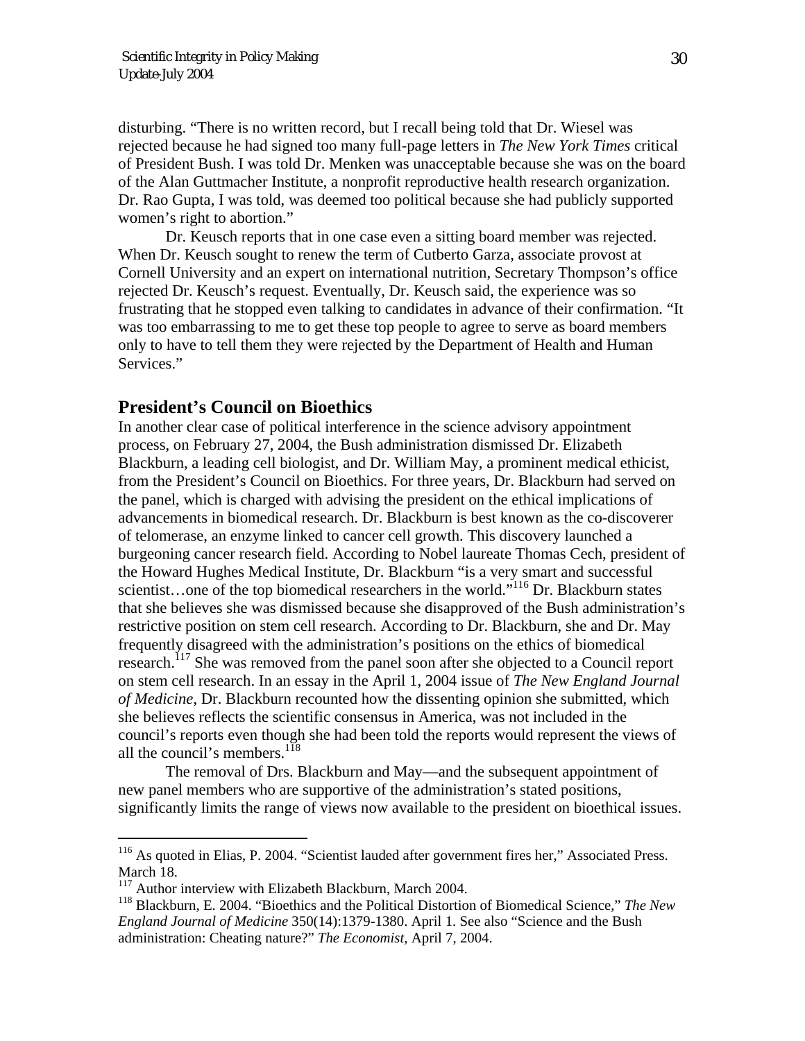disturbing. "There is no written record, but I recall being told that Dr. Wiesel was rejected because he had signed too many full-page letters in *The New York Times* critical of President Bush. I was told Dr. Menken was unacceptable because she was on the board of the Alan Guttmacher Institute, a nonprofit reproductive health research organization. Dr. Rao Gupta, I was told, was deemed too political because she had publicly supported women's right to abortion."

Dr. Keusch reports that in one case even a sitting board member was rejected. When Dr. Keusch sought to renew the term of Cutberto Garza, associate provost at Cornell University and an expert on international nutrition, Secretary Thompson's office rejected Dr. Keusch's request. Eventually, Dr. Keusch said, the experience was so frustrating that he stopped even talking to candidates in advance of their confirmation. "It was too embarrassing to me to get these top people to agree to serve as board members only to have to tell them they were rejected by the Department of Health and Human Services."

## President's Council on Bioethics

In another clear case of political interference in the science advisory appointment process, on February 27, 2004, the Bush administration dismissed Dr. Elizabeth Blackburn, a leading cell biologist, and Dr. William May, a prominent medical ethicist, from the President's Council on Bioethics. For three years, Dr. Blackburn had served on the panel, which is charged with advising the president on the ethical implications of advancements in biomedical research. Dr. Blackburn is best known as the co-discoverer of telomerase, an enzyme linked to cancer cell growth. This discovery launched a burgeoning cancer research field. According to Nobel laureate Thomas Cech, president of the Howard Hughes Medical Institute, Dr. Blackburn "is a very smart and successful scientist…one of the top biomedical researchers in the world."[116] Dr. Blackburn states that she believes she was dismissed because she disapproved of the Bush administration's restrictive position on stem cell research. According to Dr. Blackburn, she and Dr. May frequently disagreed with the administration's positions on the ethics of biomedical research.[117] She was removed from the panel soon after she objected to a Council report on stem cell research. In an essay in the April 1, 2004 issue of *The New England Journal of Medicine*, Dr. Blackburn recounted how the dissenting opinion she submitted, which she believes reflects the scientific consensus in America, was not included in the council's reports even though she had been told the reports would represent the views of all the council's members.[118]

The removal of Drs. Blackburn and May—and the subsequent appointment of new panel members who are supportive of the administration's stated positions, significantly limits the range of views now available to the president on bioethical issues.

---

[116] As quoted in Elias, P. 2004. "Scientist lauded after government fires her," Associated Press. March 18.

[117] Author interview with Elizabeth Blackburn, March 2004.

[118] Blackburn, E. 2004. "Bioethics and the Political Distortion of Biomedical Science," *The New England Journal of Medicine* 350(14):1379-1380. April 1. See also "Science and the Bush administration: Cheating nature?" *The Economist*, April 7, 2004.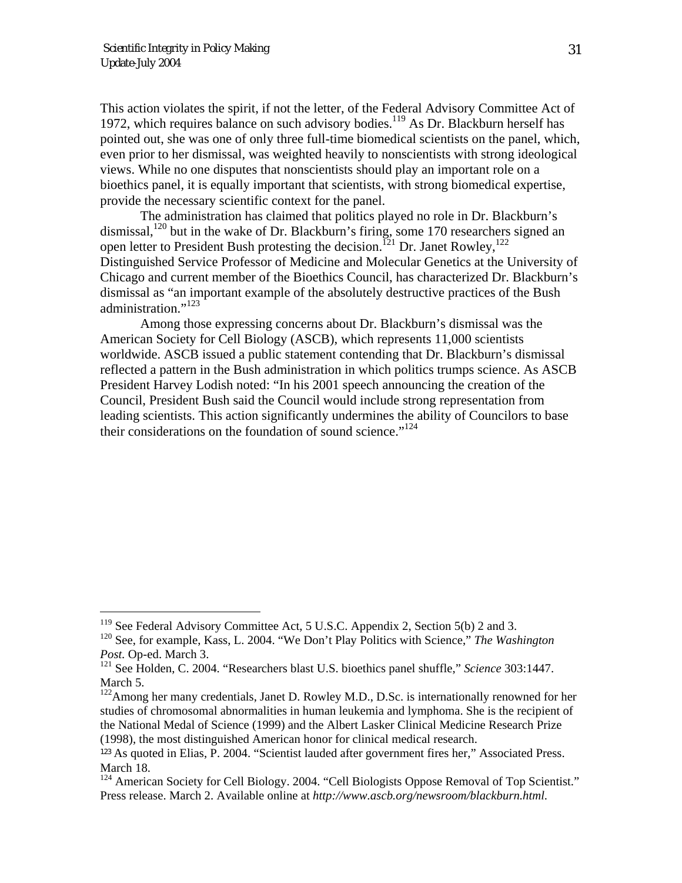This action violates the spirit, if not the letter, of the Federal Advisory Committee Act of 1972, which requires balance on such advisory bodies.[119] As Dr. Blackburn herself has pointed out, she was one of only three full-time biomedical scientists on the panel, which, even prior to her dismissal, was weighted heavily to nonscientists with strong ideological views. While no one disputes that nonscientists should play an important role on a bioethics panel, it is equally important that scientists, with strong biomedical expertise, provide the necessary scientific context for the panel.

The administration has claimed that politics played no role in Dr. Blackburn's dismissal,[120] but in the wake of Dr. Blackburn's firing, some 170 researchers signed an open letter to President Bush protesting the decision.[121] Dr. Janet Rowley,[122] Distinguished Service Professor of Medicine and Molecular Genetics at the University of Chicago and current member of the Bioethics Council, has characterized Dr. Blackburn's dismissal as "an important example of the absolutely destructive practices of the Bush administration."[123]

Among those expressing concerns about Dr. Blackburn's dismissal was the American Society for Cell Biology (ASCB), which represents 11,000 scientists worldwide. ASCB issued a public statement contending that Dr. Blackburn's dismissal reflected a pattern in the Bush administration in which politics trumps science. As ASCB President Harvey Lodish noted: "In his 2001 speech announcing the creation of the Council, President Bush said the Council would include strong representation from leading scientists. This action significantly undermines the ability of Councilors to base their considerations on the foundation of sound science."[124]

---

[119] See Federal Advisory Committee Act, 5 U.S.C. Appendix 2, Section 5(b) 2 and 3.

[120] See, for example, Kass, L. 2004. "We Don't Play Politics with Science," *The Washington Post*. Op-ed. March 3.

[121] See Holden, C. 2004. "Researchers blast U.S. bioethics panel shuffle," *Science* 303:1447. March 5.

[122] Among her many credentials, Janet D. Rowley M.D., D.Sc. is internationally renowned for her studies of chromosomal abnormalities in human leukemia and lymphoma. She is the recipient of the National Medal of Science (1999) and the Albert Lasker Clinical Medicine Research Prize (1998), the most distinguished American honor for clinical medical research.

[123] As quoted in Elias, P. 2004. "Scientist lauded after government fires her," Associated Press. March 18.

[124] American Society for Cell Biology. 2004. "Cell Biologists Oppose Removal of Top Scientist." Press release. March 2. Available online at *http://www.ascb.org/newsroom/blackburn.html*.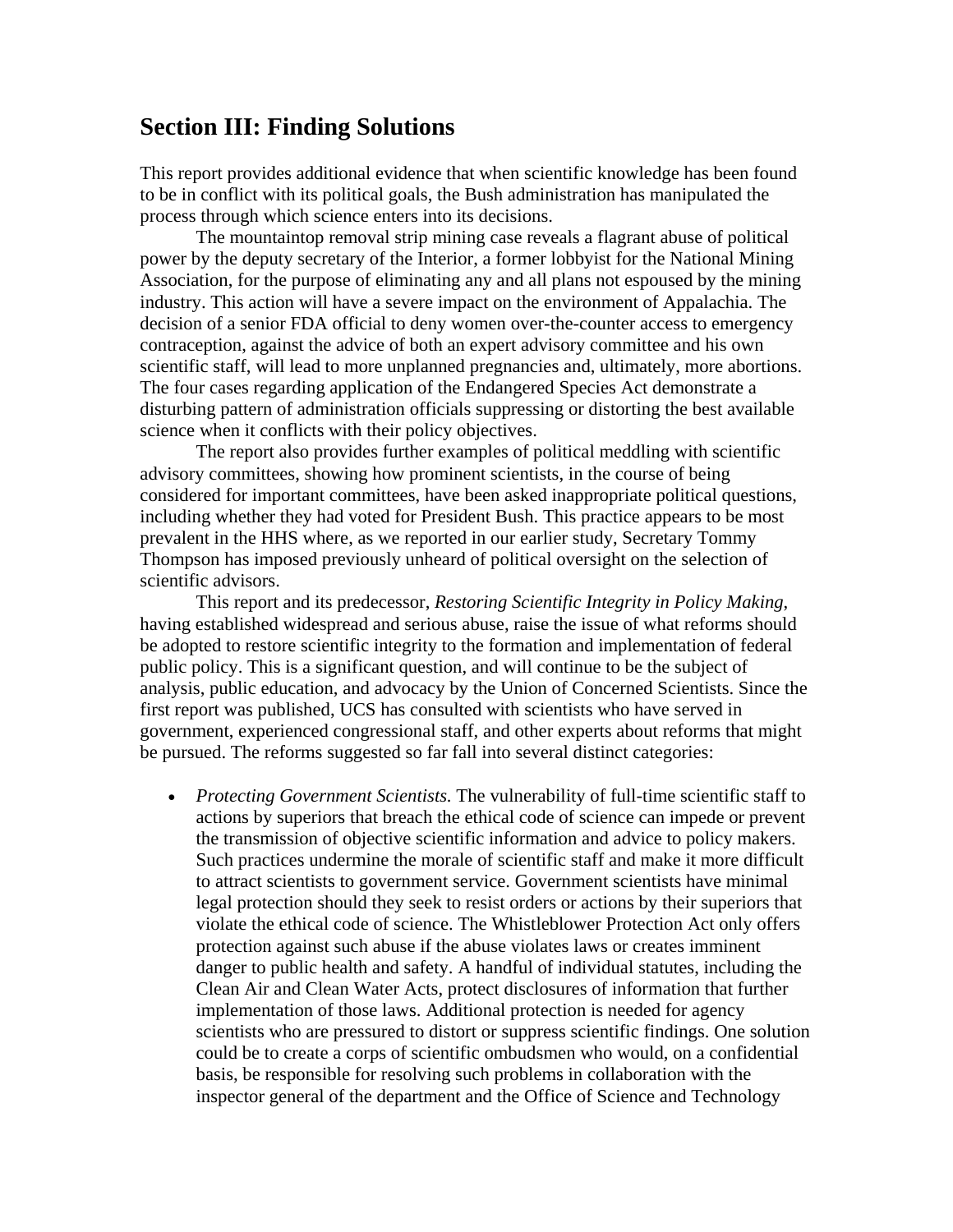## Section III: Finding Solutions

This report provides additional evidence that when scientific knowledge has been found to be in conflict with its political goals, the Bush administration has manipulated the process through which science enters into its decisions.

The mountaintop removal strip mining case reveals a flagrant abuse of political power by the deputy secretary of the Interior, a former lobbyist for the National Mining Association, for the purpose of eliminating any and all plans not espoused by the mining industry. This action will have a severe impact on the environment of Appalachia. The decision of a senior FDA official to deny women over-the-counter access to emergency contraception, against the advice of both an expert advisory committee and his own scientific staff, will lead to more unplanned pregnancies and, ultimately, more abortions. The four cases regarding application of the Endangered Species Act demonstrate a disturbing pattern of administration officials suppressing or distorting the best available science when it conflicts with their policy objectives.

The report also provides further examples of political meddling with scientific advisory committees, showing how prominent scientists, in the course of being considered for important committees, have been asked inappropriate political questions, including whether they had voted for President Bush. This practice appears to be most prevalent in the HHS where, as we reported in our earlier study, Secretary Tommy Thompson has imposed previously unheard of political oversight on the selection of scientific advisors.

This report and its predecessor, *Restoring Scientific Integrity in Policy Making*, having established widespread and serious abuse, raise the issue of what reforms should be adopted to restore scientific integrity to the formation and implementation of federal public policy. This is a significant question, and will continue to be the subject of analysis, public education, and advocacy by the Union of Concerned Scientists. Since the first report was published, UCS has consulted with scientists who have served in government, experienced congressional staff, and other experts about reforms that might be pursued. The reforms suggested so far fall into several distinct categories:

- *Protecting Government Scientists.* The vulnerability of full-time scientific staff to actions by superiors that breach the ethical code of science can impede or prevent the transmission of objective scientific information and advice to policy makers. Such practices undermine the morale of scientific staff and make it more difficult to attract scientists to government service. Government scientists have minimal legal protection should they seek to resist orders or actions by their superiors that violate the ethical code of science. The Whistleblower Protection Act only offers protection against such abuse if the abuse violates laws or creates imminent danger to public health and safety. A handful of individual statutes, including the Clean Air and Clean Water Acts, protect disclosures of information that further implementation of those laws. Additional protection is needed for agency scientists who are pressured to distort or suppress scientific findings. One solution could be to create a corps of scientific ombudsmen who would, on a confidential basis, be responsible for resolving such problems in collaboration with the inspector general of the department and the Office of Science and Technology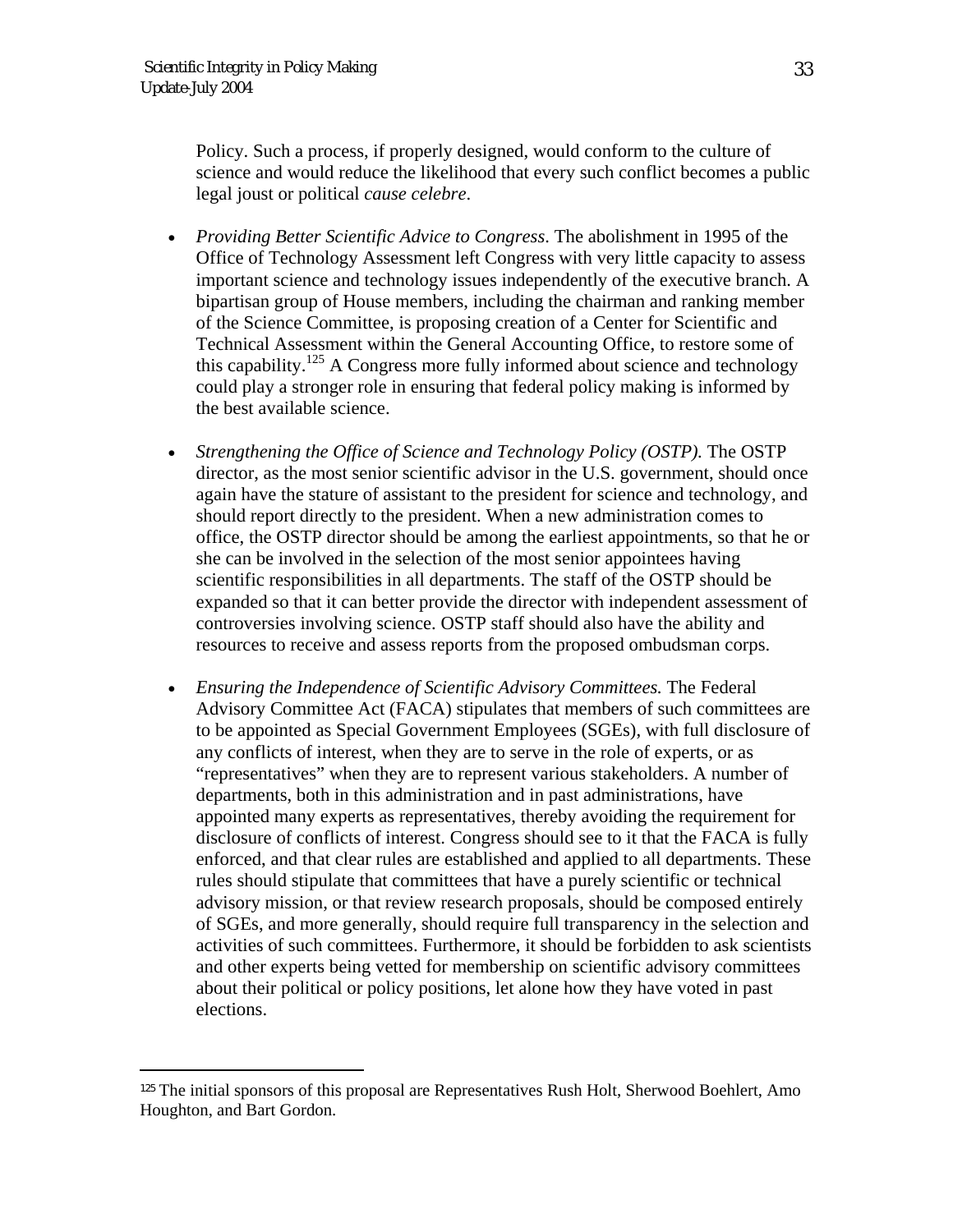Policy. Such a process, if properly designed, would conform to the culture of science and would reduce the likelihood that every such conflict becomes a public legal joust or political *cause celebre*.

- *Providing Better Scientific Advice to Congress*. The abolishment in 1995 of the Office of Technology Assessment left Congress with very little capacity to assess important science and technology issues independently of the executive branch. A bipartisan group of House members, including the chairman and ranking member of the Science Committee, is proposing creation of a Center for Scientific and Technical Assessment within the General Accounting Office, to restore some of this capability.[125] A Congress more fully informed about science and technology could play a stronger role in ensuring that federal policy making is informed by the best available science.

- *Strengthening the Office of Science and Technology Policy (OSTP).* The OSTP director, as the most senior scientific advisor in the U.S. government, should once again have the stature of assistant to the president for science and technology, and should report directly to the president. When a new administration comes to office, the OSTP director should be among the earliest appointments, so that he or she can be involved in the selection of the most senior appointees having scientific responsibilities in all departments. The staff of the OSTP should be expanded so that it can better provide the director with independent assessment of controversies involving science. OSTP staff should also have the ability and resources to receive and assess reports from the proposed ombudsman corps.

- *Ensuring the Independence of Scientific Advisory Committees.* The Federal Advisory Committee Act (FACA) stipulates that members of such committees are to be appointed as Special Government Employees (SGEs), with full disclosure of any conflicts of interest, when they are to serve in the role of experts, or as "representatives" when they are to represent various stakeholders. A number of departments, both in this administration and in past administrations, have appointed many experts as representatives, thereby avoiding the requirement for disclosure of conflicts of interest. Congress should see to it that the FACA is fully enforced, and that clear rules are established and applied to all departments. These rules should stipulate that committees that have a purely scientific or technical advisory mission, or that review research proposals, should be composed entirely of SGEs, and more generally, should require full transparency in the selection and activities of such committees. Furthermore, it should be forbidden to ask scientists and other experts being vetted for membership on scientific advisory committees about their political or policy positions, let alone how they have voted in past elections.

---

[125] The initial sponsors of this proposal are Representatives Rush Holt, Sherwood Boehlert, Amo Houghton, and Bart Gordon.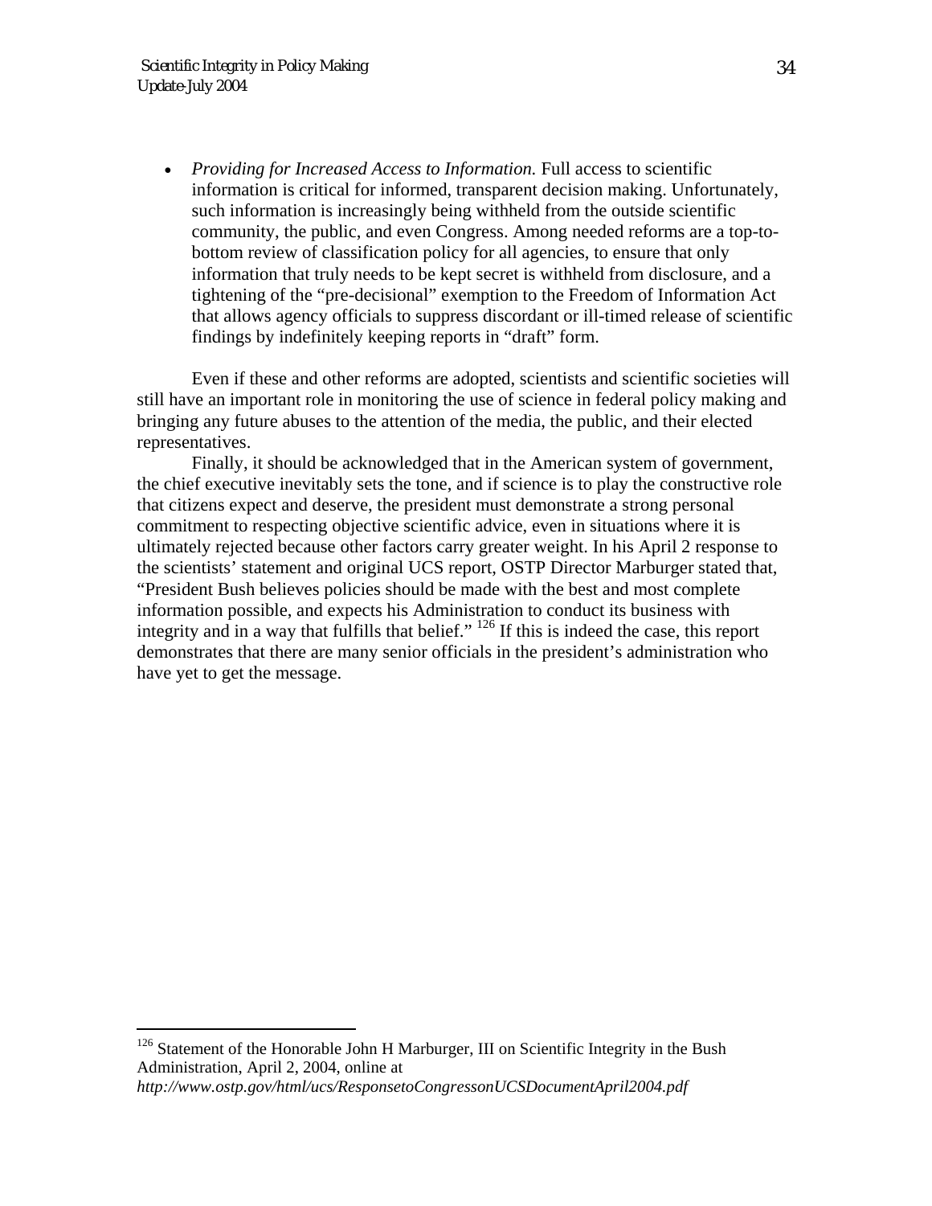- *Providing for Increased Access to Information.* Full access to scientific information is critical for informed, transparent decision making. Unfortunately, such information is increasingly being withheld from the outside scientific community, the public, and even Congress. Among needed reforms are a top-to-bottom review of classification policy for all agencies, to ensure that only information that truly needs to be kept secret is withheld from disclosure, and a tightening of the "pre-decisional" exemption to the Freedom of Information Act that allows agency officials to suppress discordant or ill-timed release of scientific findings by indefinitely keeping reports in "draft" form.

Even if these and other reforms are adopted, scientists and scientific societies will still have an important role in monitoring the use of science in federal policy making and bringing any future abuses to the attention of the media, the public, and their elected representatives.

Finally, it should be acknowledged that in the American system of government, the chief executive inevitably sets the tone, and if science is to play the constructive role that citizens expect and deserve, the president must demonstrate a strong personal commitment to respecting objective scientific advice, even in situations where it is ultimately rejected because other factors carry greater weight. In his April 2 response to the scientists' statement and original UCS report, OSTP Director Marburger stated that, "President Bush believes policies should be made with the best and most complete information possible, and expects his Administration to conduct its business with integrity and in a way that fulfills that belief." [126] If this is indeed the case, this report demonstrates that there are many senior officials in the president's administration who have yet to get the message.

---

[126] Statement of the Honorable John H Marburger, III on Scientific Integrity in the Bush Administration, April 2, 2004, online at *http://www.ostp.gov/html/ucs/ResponsetoCongressonUCSDocumentApril2004.pdf*